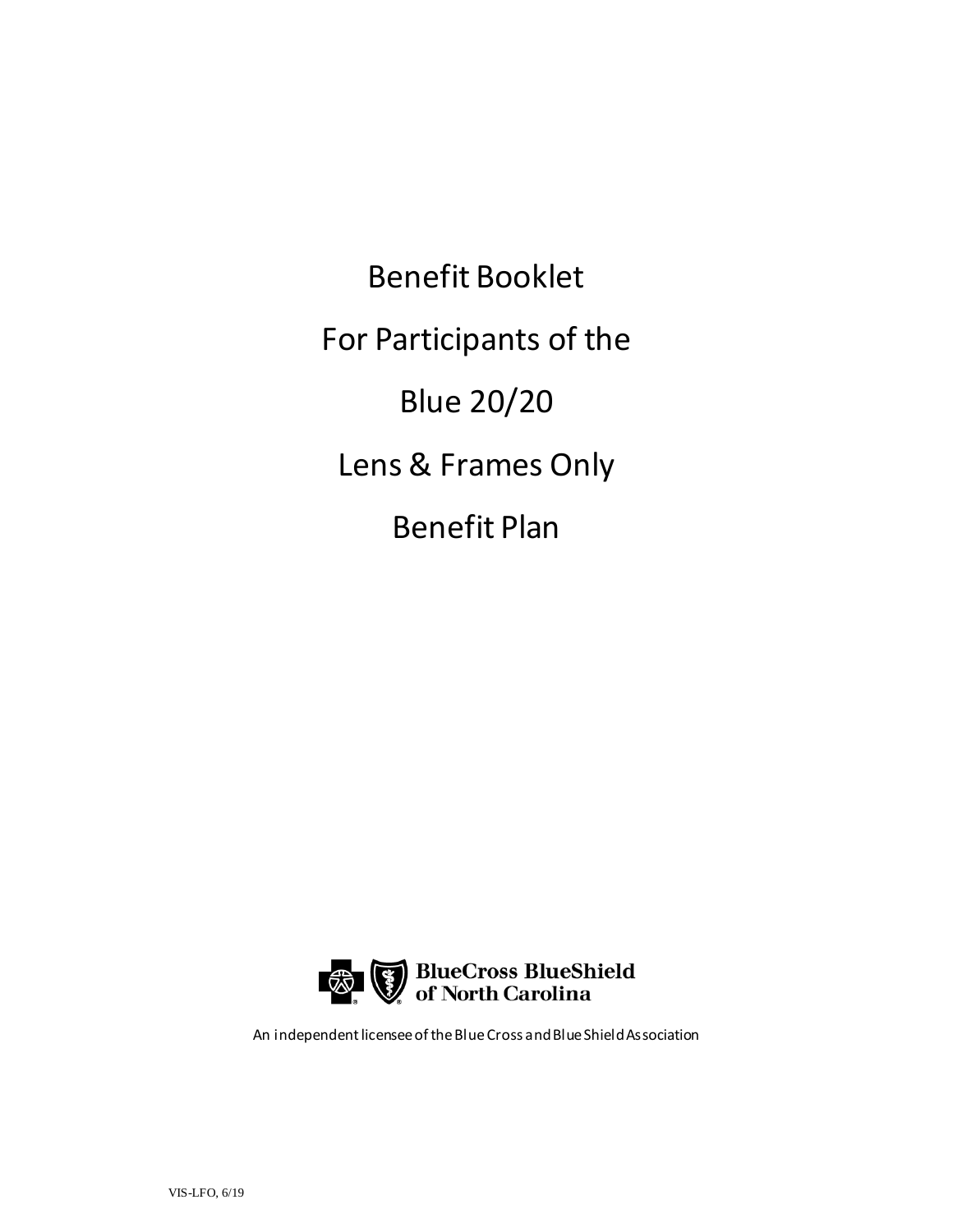# Benefit Booklet

# For Participants of the

# Blue 20/20

# Lens & Frames Only

# Benefit Plan

BlueCross BlueShield of North Carolina

An independent licensee of the Blue Cross and Blue Shield Association

VIS-LFO, 6/19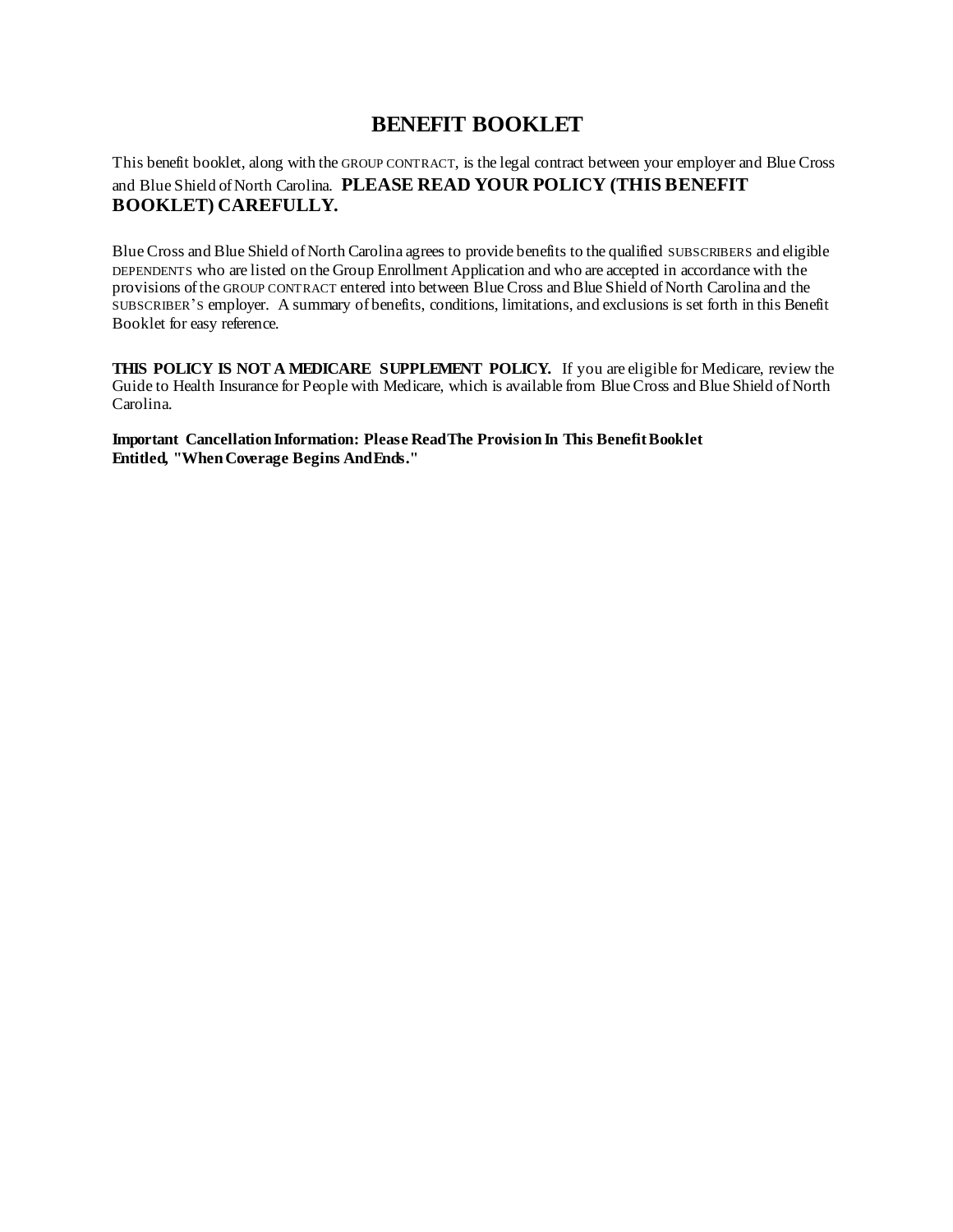# BENEFIT BOOKLET

This benefit booklet, along with the GROUP CONTRACT, is the legal contract between your employer and Blue Cross and Blue Shield of North Carolina. **PLEASE READ YOUR POLICY (THIS BENEFIT BOOKLET) CAREFULLY.**

Blue Cross and Blue Shield of North Carolina agrees to provide benefits to the qualified SUBSCRIBERS and eligible DEPENDENTS who are listed on the Group Enrollment Application and who are accepted in accordance with the provisions of the GROUP CONTRACT entered into between Blue Cross and Blue Shield of North Carolina and the SUBSCRIBER'S employer. A summary of benefits, conditions, limitations, and exclusions is set forth in this Benefit Booklet for easy reference.

**THIS POLICY IS NOT A MEDICARE SUPPLEMENT POLICY.** If you are eligible for Medicare, review the Guide to Health Insurance for People with Medicare, which is available from Blue Cross and Blue Shield of North Carolina.

**Important Cancellation Information: Please Read The Provision In This Benefit Booklet Entitled, "When Coverage Begins And Ends."**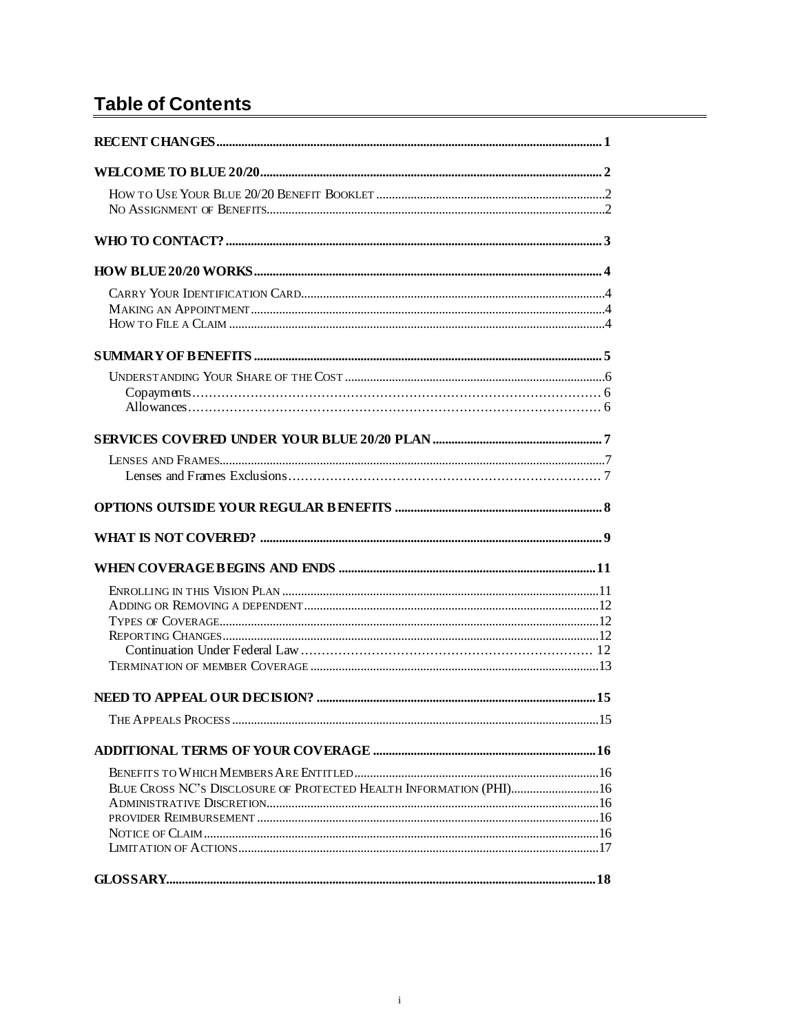# Table of Contents

**RECENT CHANGES** ..... 1

**WELCOME TO BLUE 20/20** ..... 2

- How to Use Your Blue 20/20 Benefit Booklet ..... 2
- No Assignment of Benefits ..... 2

**WHO TO CONTACT?** ..... 3

**HOW BLUE 20/20 WORKS** ..... 4

- Carry Your Identification Card ..... 4
- Making an Appointment ..... 4
- How to File a Claim ..... 4

**SUMMARY OF BENEFITS** ..... 5

- Understanding Your Share of the Cost ..... 6
  - Copayments ..... 6
  - Allowances ..... 6

**SERVICES COVERED UNDER YOUR BLUE 20/20 PLAN** ..... 7

- Lenses and Frames ..... 7
  - Lenses and Frames Exclusions ..... 7

**OPTIONS OUTSIDE YOUR REGULAR BENEFITS** ..... 8

**WHAT IS NOT COVERED?** ..... 9

**WHEN COVERAGE BEGINS AND ENDS** ..... 11

- Enrolling in this Vision Plan ..... 11
- Adding or Removing a dependent ..... 12
- Types of Coverage ..... 12
- Reporting Changes ..... 12
  - Continuation Under Federal Law ..... 12
- Termination of member Coverage ..... 13

**NEED TO APPEAL OUR DECISION?** ..... 15

- The Appeals Process ..... 15

**ADDITIONAL TERMS OF YOUR COVERAGE** ..... 16

- Benefits to Which Members Are Entitled ..... 16
- Blue Cross NC's Disclosure of Protected Health Information (PHI) ..... 16
- Administrative Discretion ..... 16
- provider Reimbursement ..... 16
- Notice of Claim ..... 16
- Limitation of Actions ..... 17

**GLOSSARY** ..... 18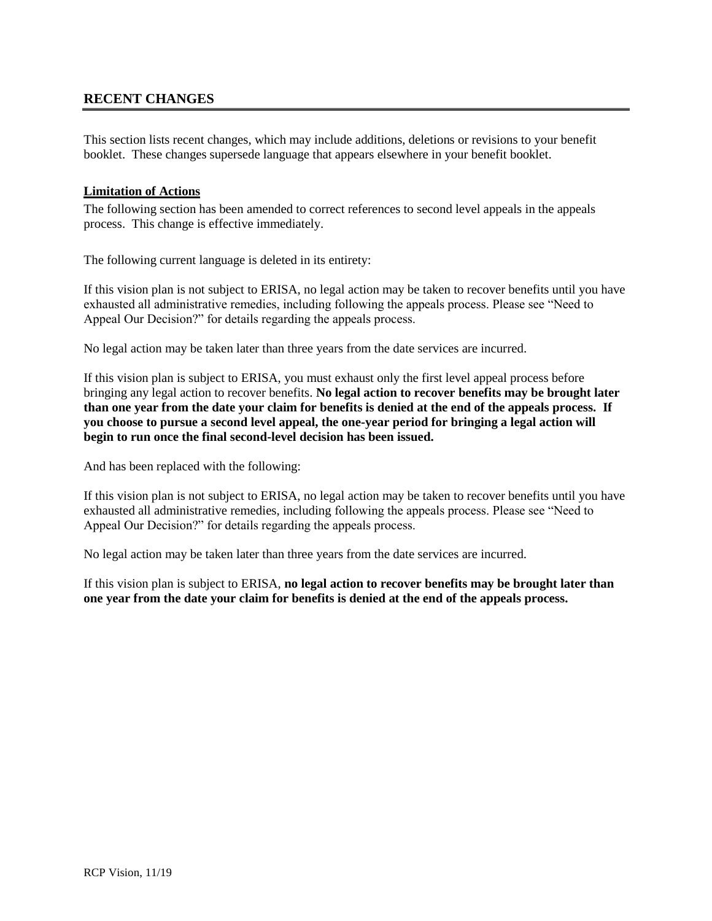## RECENT CHANGES

This section lists recent changes, which may include additions, deletions or revisions to your benefit booklet. These changes supersede language that appears elsewhere in your benefit booklet.

**Limitation of Actions**

The following section has been amended to correct references to second level appeals in the appeals process. This change is effective immediately.

The following current language is deleted in its entirety:

If this vision plan is not subject to ERISA, no legal action may be taken to recover benefits until you have exhausted all administrative remedies, including following the appeals process. Please see "Need to Appeal Our Decision?" for details regarding the appeals process.

No legal action may be taken later than three years from the date services are incurred.

If this vision plan is subject to ERISA, you must exhaust only the first level appeal process before bringing any legal action to recover benefits. **No legal action to recover benefits may be brought later than one year from the date your claim for benefits is denied at the end of the appeals process. If you choose to pursue a second level appeal, the one-year period for bringing a legal action will begin to run once the final second-level decision has been issued.**

And has been replaced with the following:

If this vision plan is not subject to ERISA, no legal action may be taken to recover benefits until you have exhausted all administrative remedies, including following the appeals process. Please see "Need to Appeal Our Decision?" for details regarding the appeals process.

No legal action may be taken later than three years from the date services are incurred.

If this vision plan is subject to ERISA, **no legal action to recover benefits may be brought later than one year from the date your claim for benefits is denied at the end of the appeals process.**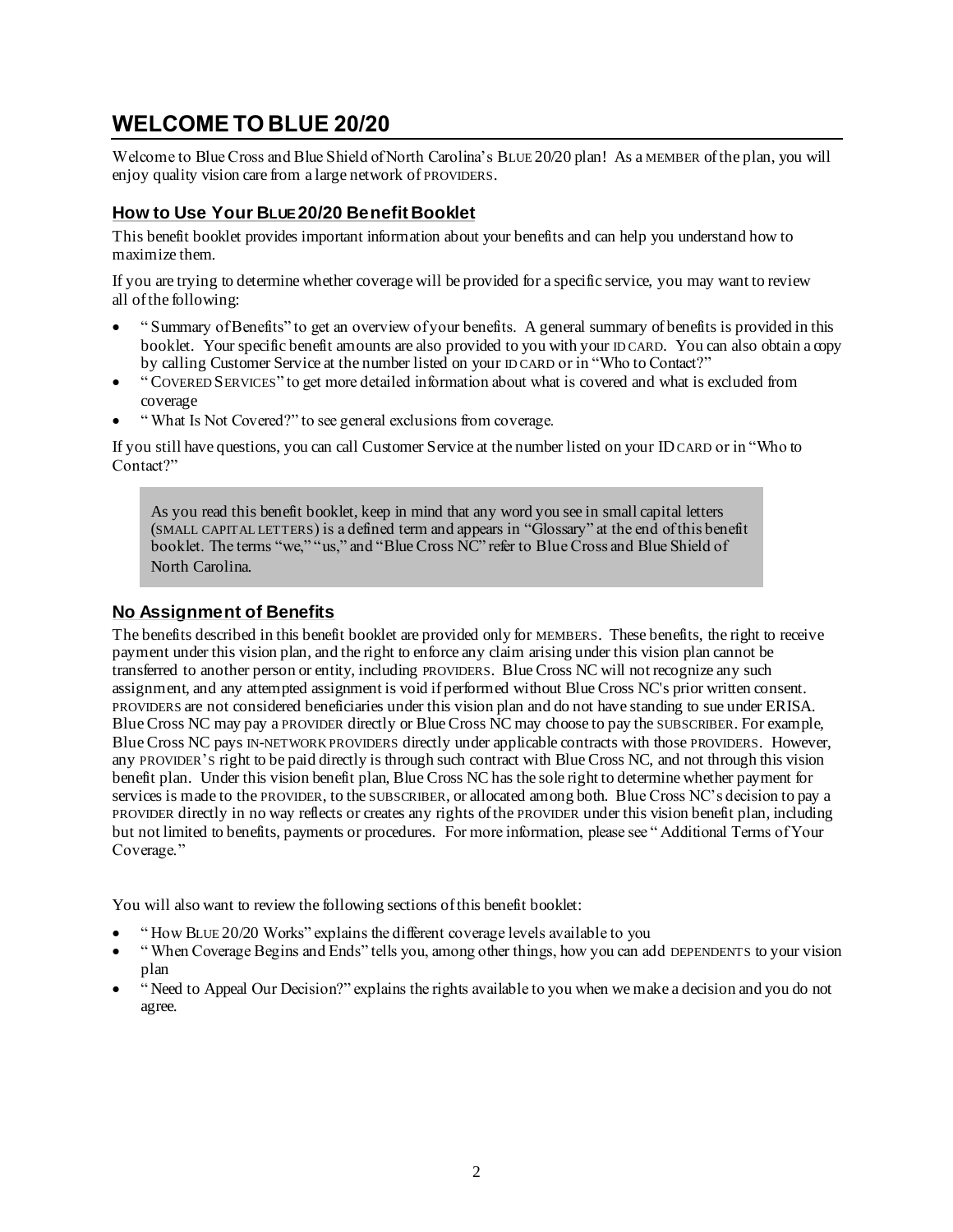# WELCOME TO BLUE 20/20

Welcome to Blue Cross and Blue Shield of North Carolina's BLUE 20/20 plan! As a MEMBER of the plan, you will enjoy quality vision care from a large network of PROVIDERS.

## How to Use Your BLUE 20/20 Benefit Booklet

This benefit booklet provides important information about your benefits and can help you understand how to maximize them.

If you are trying to determine whether coverage will be provided for a specific service, you may want to review all of the following:

- "Summary of Benefits" to get an overview of your benefits. A general summary of benefits is provided in this booklet. Your specific benefit amounts are also provided to you with your ID CARD. You can also obtain a copy by calling Customer Service at the number listed on your ID CARD or in "Who to Contact?"
- "COVERED SERVICES" to get more detailed information about what is covered and what is excluded from coverage
- "What Is Not Covered?" to see general exclusions from coverage.

If you still have questions, you can call Customer Service at the number listed on your ID CARD or in "Who to Contact?"

> As you read this benefit booklet, keep in mind that any word you see in small capital letters (SMALL CAPITAL LETTERS) is a defined term and appears in "Glossary" at the end of this benefit booklet. The terms "we," "us," and "Blue Cross NC" refer to Blue Cross and Blue Shield of North Carolina.

## No Assignment of Benefits

The benefits described in this benefit booklet are provided only for MEMBERS. These benefits, the right to receive payment under this vision plan, and the right to enforce any claim arising under this vision plan cannot be transferred to another person or entity, including PROVIDERS. Blue Cross NC will not recognize any such assignment, and any attempted assignment is void if performed without Blue Cross NC's prior written consent. PROVIDERS are not considered beneficiaries under this vision plan and do not have standing to sue under ERISA. Blue Cross NC may pay a PROVIDER directly or Blue Cross NC may choose to pay the SUBSCRIBER. For example, Blue Cross NC pays IN-NETWORK PROVIDERS directly under applicable contracts with those PROVIDERS. However, any PROVIDER'S right to be paid directly is through such contract with Blue Cross NC, and not through this vision benefit plan. Under this vision benefit plan, Blue Cross NC has the sole right to determine whether payment for services is made to the PROVIDER, to the SUBSCRIBER, or allocated among both. Blue Cross NC's decision to pay a PROVIDER directly in no way reflects or creates any rights of the PROVIDER under this vision benefit plan, including but not limited to benefits, payments or procedures. For more information, please see "Additional Terms of Your Coverage."

You will also want to review the following sections of this benefit booklet:

- "How BLUE 20/20 Works" explains the different coverage levels available to you
- "When Coverage Begins and Ends" tells you, among other things, how you can add DEPENDENTS to your vision plan
- "Need to Appeal Our Decision?" explains the rights available to you when we make a decision and you do not agree.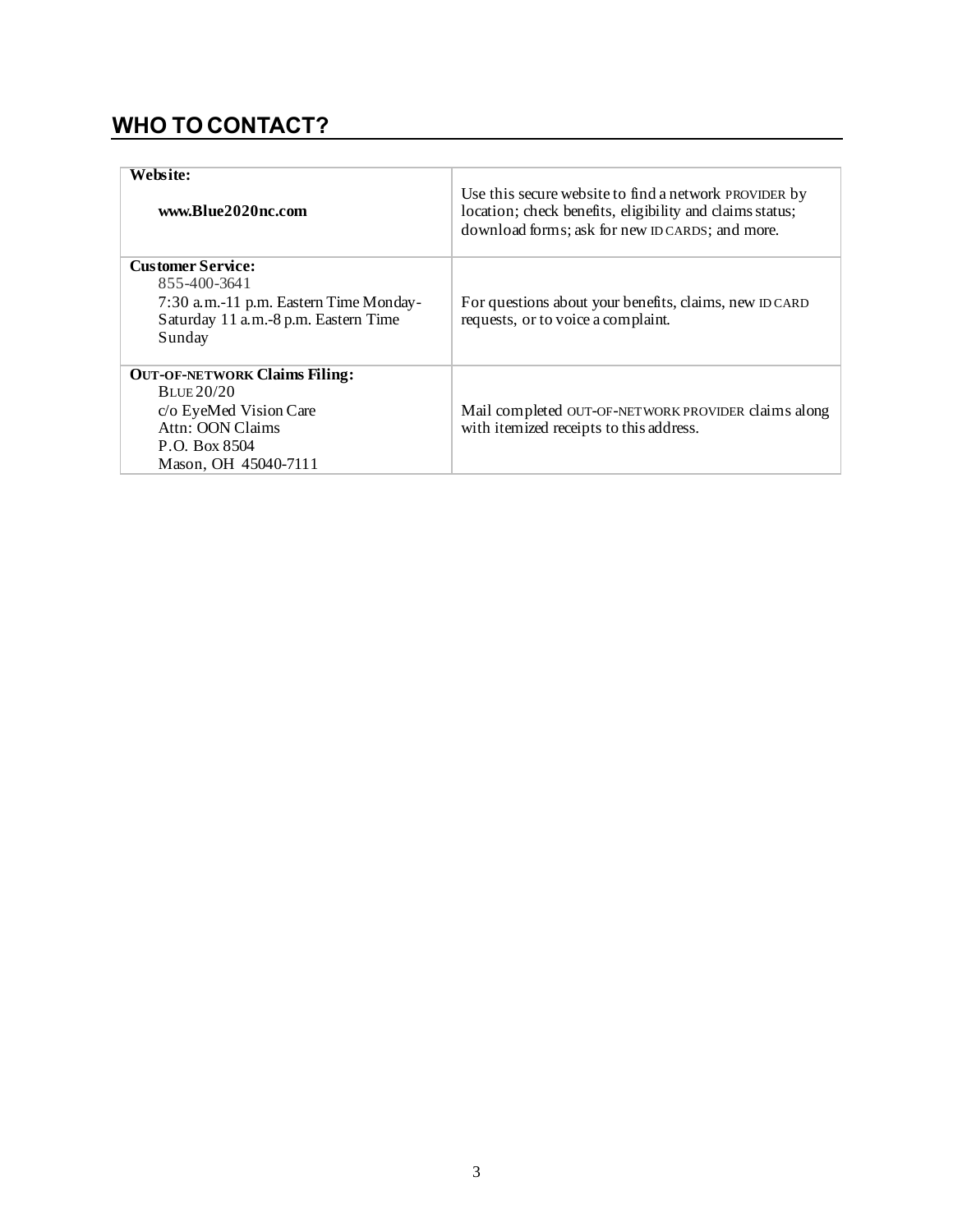## WHO TO CONTACT?

| | |
|---|---|
| **Website:**<br><br>**www.Blue2020nc.com** | Use this secure website to find a network PROVIDER by location; check benefits, eligibility and claims status; download forms; ask for new ID CARDS; and more. |
| **Customer Service:**<br>855-400-3641<br>7:30 a.m.-11 p.m. Eastern Time Monday-Saturday 11 a.m.-8 p.m. Eastern Time Sunday | For questions about your benefits, claims, new ID CARD requests, or to voice a complaint. |
| **OUT-OF-NETWORK Claims Filing:**<br>BLUE 20/20<br>c/o EyeMed Vision Care<br>Attn: OON Claims<br>P.O. Box 8504<br>Mason, OH 45040-7111 | Mail completed OUT-OF-NETWORK PROVIDER claims along with itemized receipts to this address. |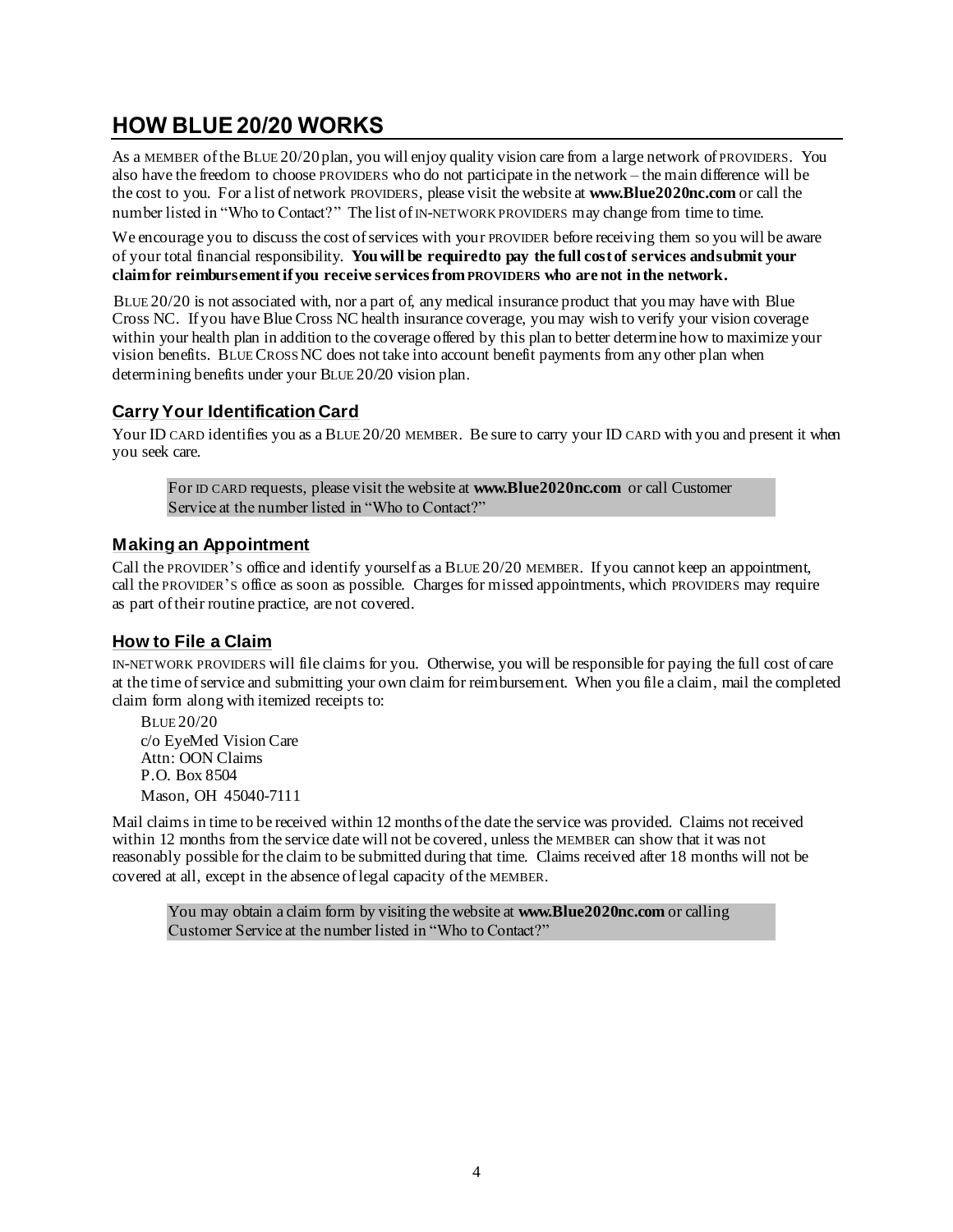# HOW BLUE 20/20 WORKS

As a MEMBER of the BLUE 20/20 plan, you will enjoy quality vision care from a large network of PROVIDERS. You also have the freedom to choose PROVIDERS who do not participate in the network – the main difference will be the cost to you. For a list of network PROVIDERS, please visit the website at **www.Blue2020nc.com** or call the number listed in "Who to Contact?" The list of IN-NETWORK PROVIDERS may change from time to time.

We encourage you to discuss the cost of services with your PROVIDER before receiving them so you will be aware of your total financial responsibility. **You will be required to pay the full cost of services and submit your claim for reimbursement if you receive services from PROVIDERS who are not in the network.**

BLUE 20/20 is not associated with, nor a part of, any medical insurance product that you may have with Blue Cross NC. If you have Blue Cross NC health insurance coverage, you may wish to verify your vision coverage within your health plan in addition to the coverage offered by this plan to better determine how to maximize your vision benefits. BLUE CROSS NC does not take into account benefit payments from any other plan when determining benefits under your BLUE 20/20 vision plan.

## Carry Your Identification Card

Your ID CARD identifies you as a BLUE 20/20 MEMBER. Be sure to carry your ID CARD with you and present it when you seek care.

> For ID CARD requests, please visit the website at **www.Blue2020nc.com** or call Customer Service at the number listed in "Who to Contact?"

## Making an Appointment

Call the PROVIDER'S office and identify yourself as a BLUE 20/20 MEMBER. If you cannot keep an appointment, call the PROVIDER'S office as soon as possible. Charges for missed appointments, which PROVIDERS may require as part of their routine practice, are not covered.

## How to File a Claim

IN-NETWORK PROVIDERS will file claims for you. Otherwise, you will be responsible for paying the full cost of care at the time of service and submitting your own claim for reimbursement. When you file a claim, mail the completed claim form along with itemized receipts to:

BLUE 20/20
c/o EyeMed Vision Care
Attn: OON Claims
P.O. Box 8504
Mason, OH 45040-7111

Mail claims in time to be received within 12 months of the date the service was provided. Claims not received within 12 months from the service date will not be covered, unless the MEMBER can show that it was not reasonably possible for the claim to be submitted during that time. Claims received after 18 months will not be covered at all, except in the absence of legal capacity of the MEMBER.

> You may obtain a claim form by visiting the website at **www.Blue2020nc.com** or calling Customer Service at the number listed in "Who to Contact?"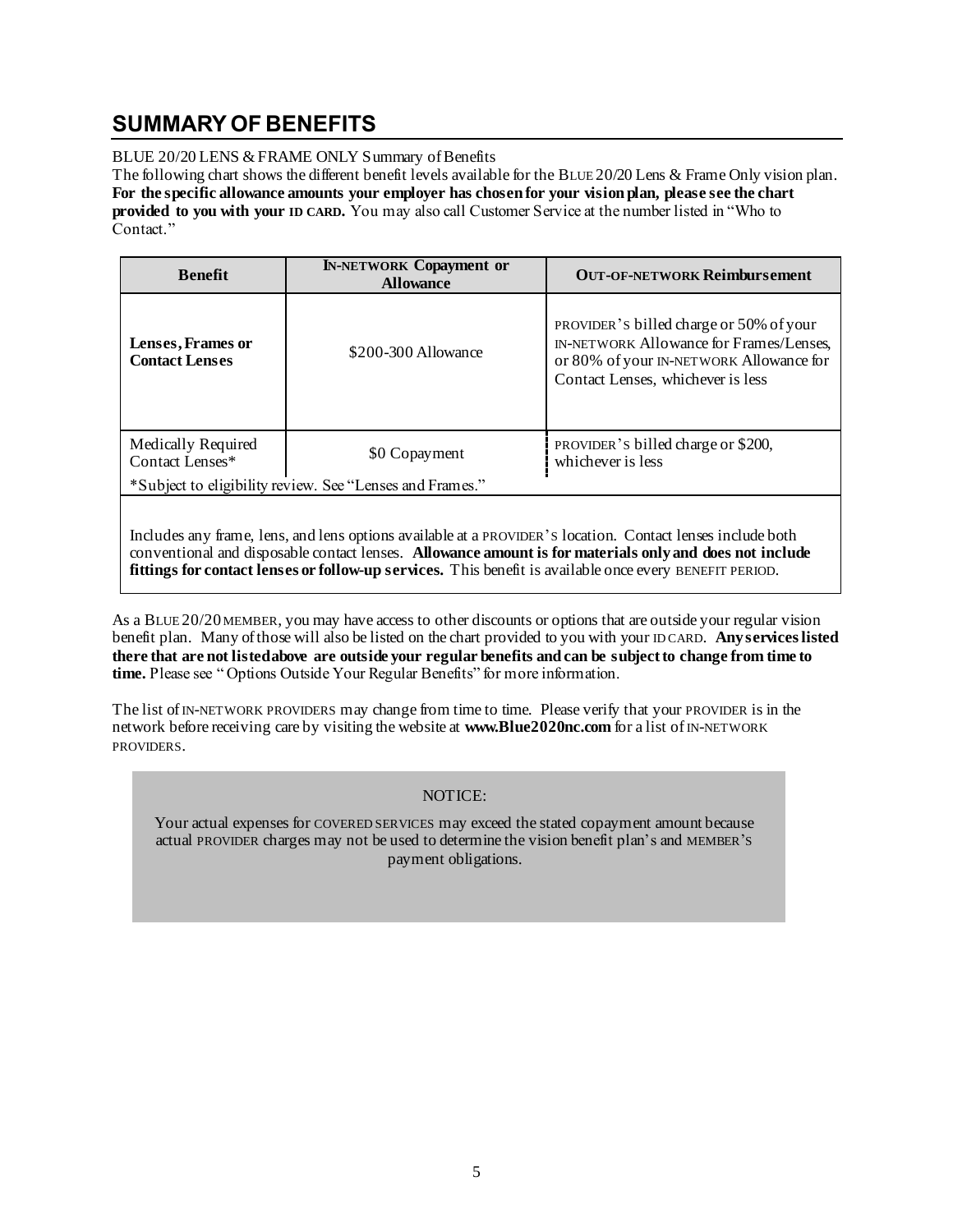## SUMMARY OF BENEFITS

BLUE 20/20 LENS & FRAME ONLY Summary of Benefits

The following chart shows the different benefit levels available for the BLUE 20/20 Lens & Frame Only vision plan. **For the specific allowance amounts your employer has chosen for your vision plan, please see the chart provided to you with your ID CARD.** You may also call Customer Service at the number listed in "Who to Contact."

| Benefit | IN-NETWORK Copayment or Allowance | OUT-OF-NETWORK Reimbursement |
|---|---|---|
| **Lenses, Frames or Contact Lenses** | $200-300 Allowance | PROVIDER'S billed charge or 50% of your IN-NETWORK Allowance for Frames/Lenses, or 80% of your IN-NETWORK Allowance for Contact Lenses, whichever is less |
| Medically Required Contact Lenses* | $0 Copayment | PROVIDER'S billed charge or $200, whichever is less |

*Subject to eligibility review. See "Lenses and Frames."

Includes any frame, lens, and lens options available at a PROVIDER'S location. Contact lenses include both conventional and disposable contact lenses. **Allowance amount is for materials only and does not include fittings for contact lenses or follow-up services.** This benefit is available once every BENEFIT PERIOD.

As a BLUE 20/20 MEMBER, you may have access to other discounts or options that are outside your regular vision benefit plan. Many of those will also be listed on the chart provided to you with your ID CARD. **Any services listed there that are not listed above are outside your regular benefits and can be subject to change from time to time.** Please see "Options Outside Your Regular Benefits" for more information.

The list of IN-NETWORK PROVIDERS may change from time to time. Please verify that your PROVIDER is in the network before receiving care by visiting the website at **www.Blue2020nc.com** for a list of IN-NETWORK PROVIDERS.

NOTICE:

Your actual expenses for COVERED SERVICES may exceed the stated copayment amount because actual PROVIDER charges may not be used to determine the vision benefit plan's and MEMBER'S payment obligations.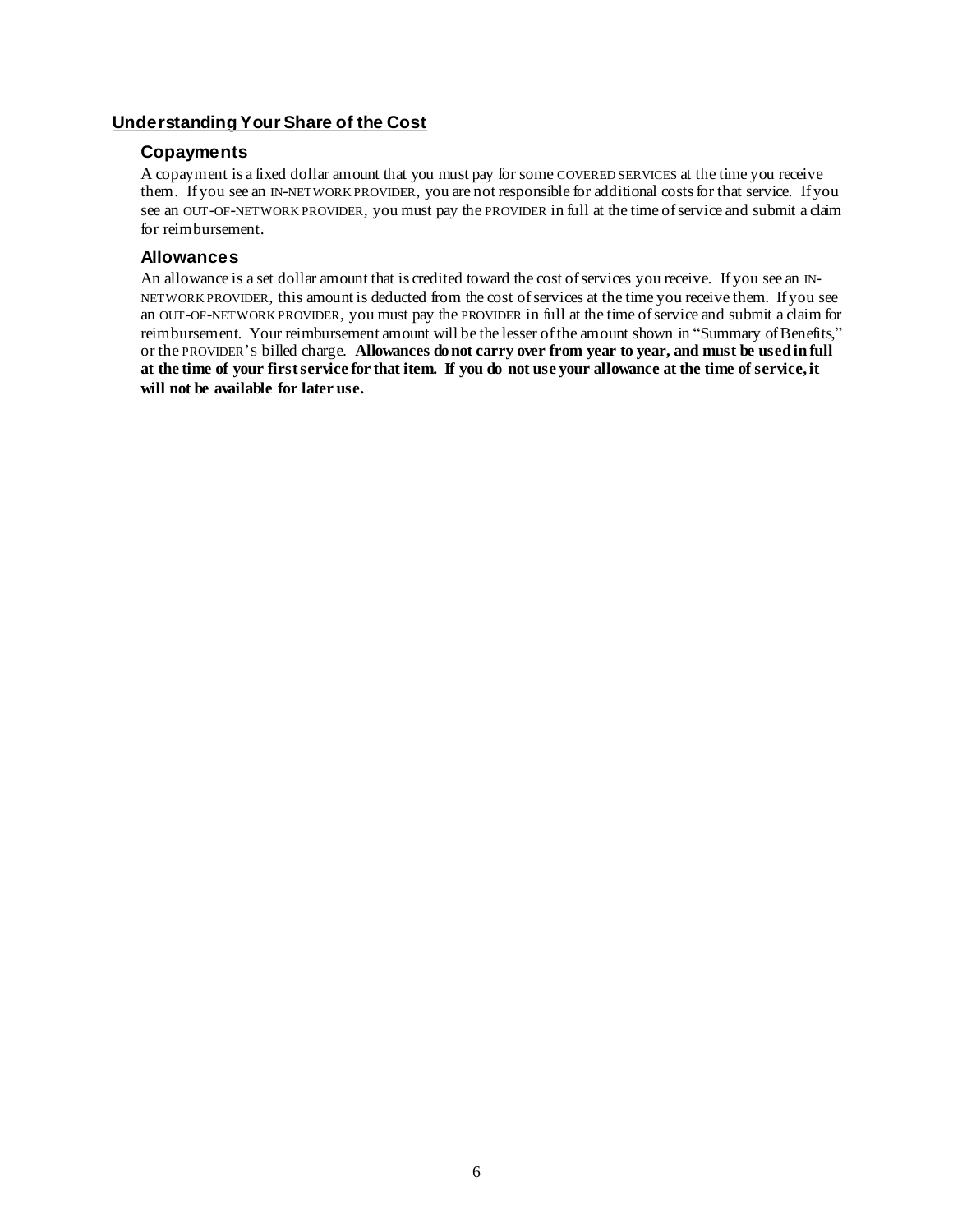## Understanding Your Share of the Cost

### Copayments

A copayment is a fixed dollar amount that you must pay for some COVERED SERVICES at the time you receive them. If you see an IN-NETWORK PROVIDER, you are not responsible for additional costs for that service. If you see an OUT-OF-NETWORK PROVIDER, you must pay the PROVIDER in full at the time of service and submit a claim for reimbursement.

### Allowances

An allowance is a set dollar amount that is credited toward the cost of services you receive. If you see an IN-NETWORK PROVIDER, this amount is deducted from the cost of services at the time you receive them. If you see an OUT-OF-NETWORK PROVIDER, you must pay the PROVIDER in full at the time of service and submit a claim for reimbursement. Your reimbursement amount will be the lesser of the amount shown in "Summary of Benefits," or the PROVIDER'S billed charge. **Allowances do not carry over from year to year, and must be used in full at the time of your first service for that item. If you do not use your allowance at the time of service, it will not be available for later use.**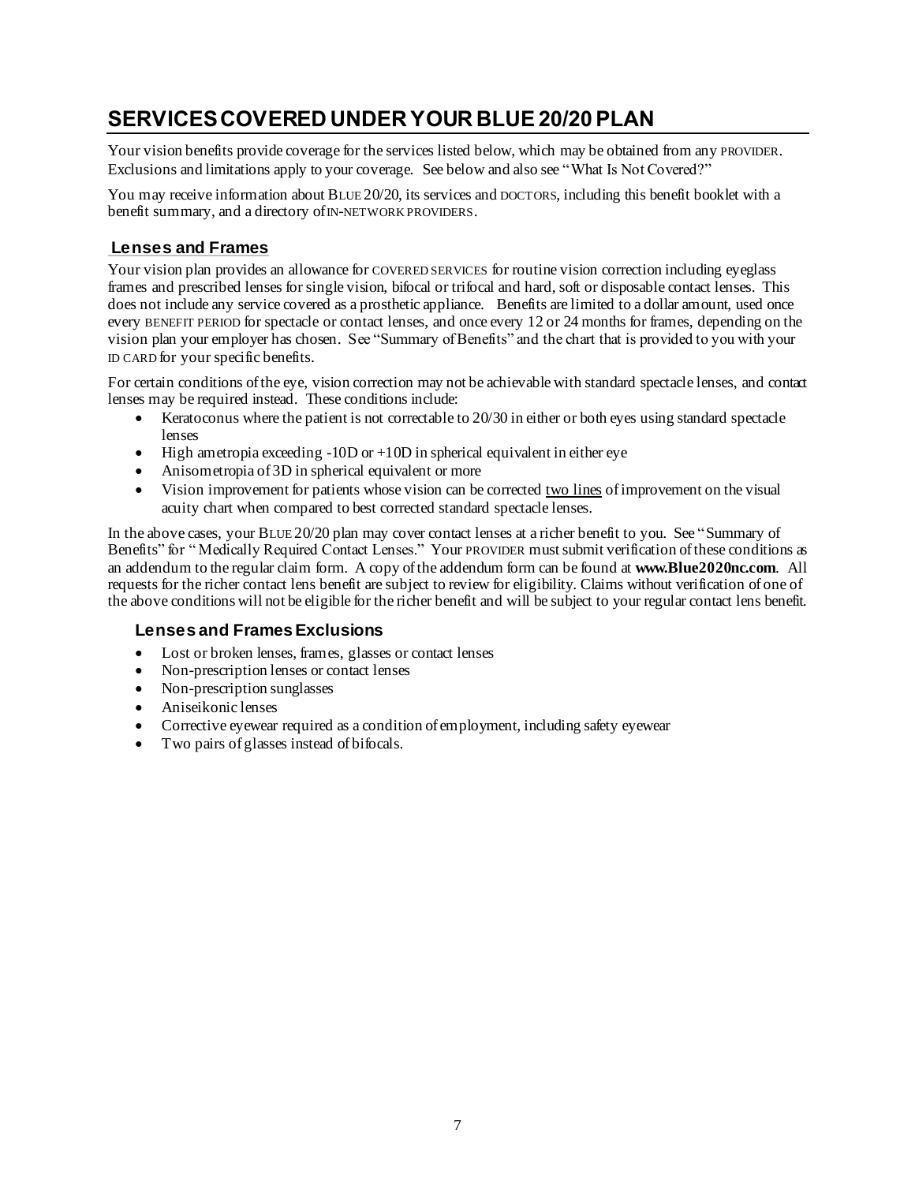# SERVICES COVERED UNDER YOUR BLUE 20/20 PLAN

Your vision benefits provide coverage for the services listed below, which may be obtained from any PROVIDER. Exclusions and limitations apply to your coverage. See below and also see "What Is Not Covered?"

You may receive information about BLUE 20/20, its services and DOCTORS, including this benefit booklet with a benefit summary, and a directory of IN-NETWORK PROVIDERS.

## Lenses and Frames

Your vision plan provides an allowance for COVERED SERVICES for routine vision correction including eyeglass frames and prescribed lenses for single vision, bifocal or trifocal and hard, soft or disposable contact lenses. This does not include any service covered as a prosthetic appliance. Benefits are limited to a dollar amount, used once every BENEFIT PERIOD for spectacle or contact lenses, and once every 12 or 24 months for frames, depending on the vision plan your employer has chosen. See "Summary of Benefits" and the chart that is provided to you with your ID CARD for your specific benefits.

For certain conditions of the eye, vision correction may not be achievable with standard spectacle lenses, and contact lenses may be required instead. These conditions include:

- Keratoconus where the patient is not correctable to 20/30 in either or both eyes using standard spectacle lenses
- High ametropia exceeding -10D or +10D in spherical equivalent in either eye
- Anisometropia of 3D in spherical equivalent or more
- Vision improvement for patients whose vision can be corrected two lines of improvement on the visual acuity chart when compared to best corrected standard spectacle lenses.

In the above cases, your BLUE 20/20 plan may cover contact lenses at a richer benefit to you. See "Summary of Benefits" for "Medically Required Contact Lenses." Your PROVIDER must submit verification of these conditions as an addendum to the regular claim form. A copy of the addendum form can be found at **www.Blue2020nc.com**. All requests for the richer contact lens benefit are subject to review for eligibility. Claims without verification of one of the above conditions will not be eligible for the richer benefit and will be subject to your regular contact lens benefit.

### Lenses and Frames Exclusions

- Lost or broken lenses, frames, glasses or contact lenses
- Non-prescription lenses or contact lenses
- Non-prescription sunglasses
- Aniseikonic lenses
- Corrective eyewear required as a condition of employment, including safety eyewear
- Two pairs of glasses instead of bifocals.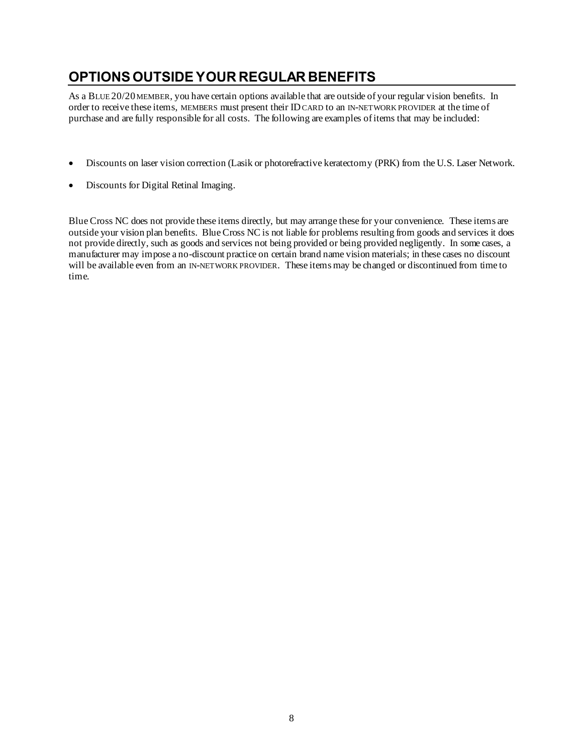## OPTIONS OUTSIDE YOUR REGULAR BENEFITS

As a BLUE 20/20 MEMBER, you have certain options available that are outside of your regular vision benefits. In order to receive these items, MEMBERS must present their ID CARD to an IN-NETWORK PROVIDER at the time of purchase and are fully responsible for all costs. The following are examples of items that may be included:

- Discounts on laser vision correction (Lasik or photorefractive keratectomy (PRK) from the U.S. Laser Network.
- Discounts for Digital Retinal Imaging.

Blue Cross NC does not provide these items directly, but may arrange these for your convenience. These items are outside your vision plan benefits. Blue Cross NC is not liable for problems resulting from goods and services it does not provide directly, such as goods and services not being provided or being provided negligently. In some cases, a manufacturer may impose a no-discount practice on certain brand name vision materials; in these cases no discount will be available even from an IN-NETWORK PROVIDER. These items may be changed or discontinued from time to time.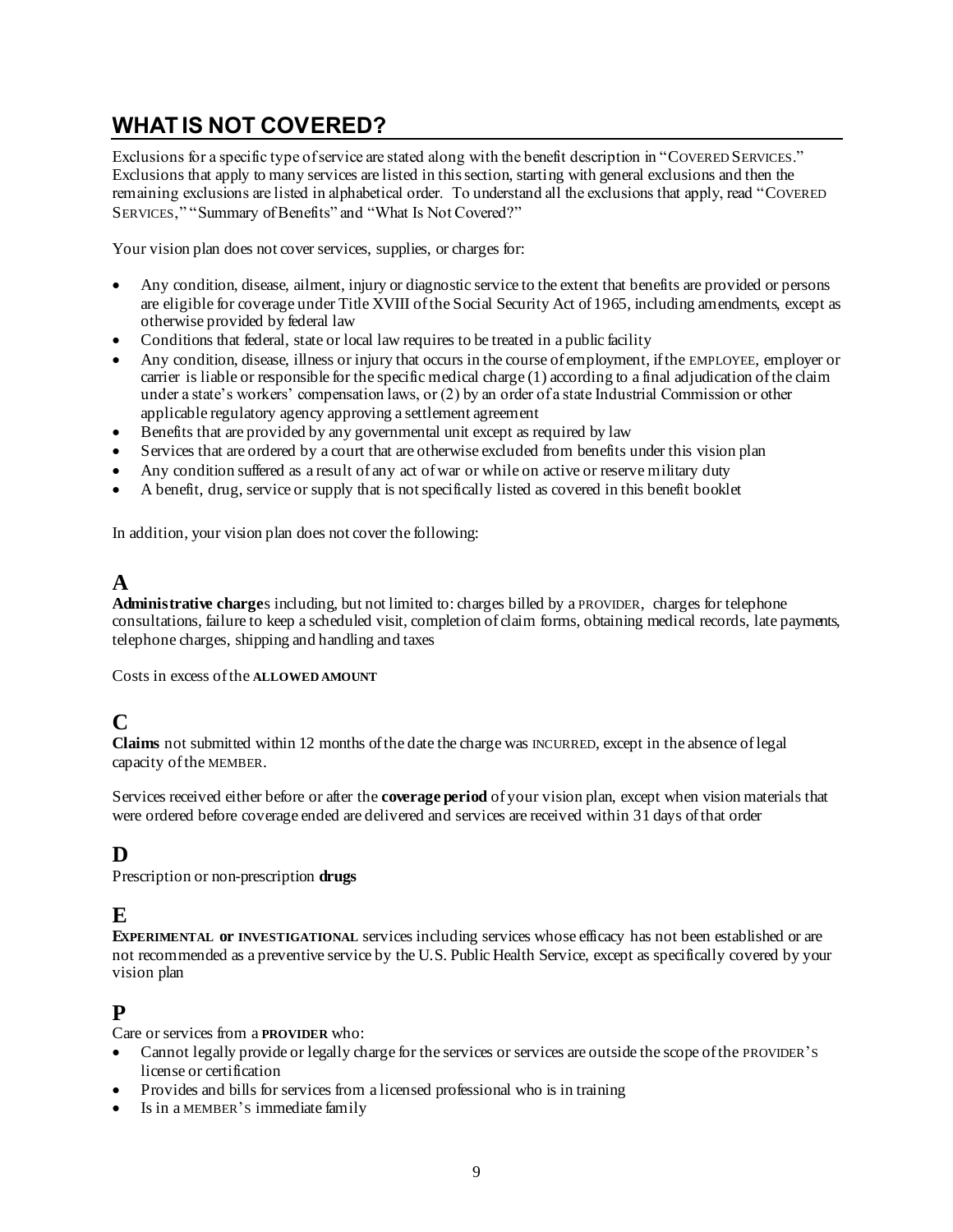## WHAT IS NOT COVERED?

Exclusions for a specific type of service are stated along with the benefit description in "COVERED SERVICES." Exclusions that apply to many services are listed in this section, starting with general exclusions and then the remaining exclusions are listed in alphabetical order. To understand all the exclusions that apply, read "COVERED SERVICES," "Summary of Benefits" and "What Is Not Covered?"

Your vision plan does not cover services, supplies, or charges for:

- Any condition, disease, ailment, injury or diagnostic service to the extent that benefits are provided or persons are eligible for coverage under Title XVIII of the Social Security Act of 1965, including amendments, except as otherwise provided by federal law
- Conditions that federal, state or local law requires to be treated in a public facility
- Any condition, disease, illness or injury that occurs in the course of employment, if the EMPLOYEE, employer or carrier is liable or responsible for the specific medical charge (1) according to a final adjudication of the claim under a state's workers' compensation laws, or (2) by an order of a state Industrial Commission or other applicable regulatory agency approving a settlement agreement
- Benefits that are provided by any governmental unit except as required by law
- Services that are ordered by a court that are otherwise excluded from benefits under this vision plan
- Any condition suffered as a result of any act of war or while on active or reserve military duty
- A benefit, drug, service or supply that is not specifically listed as covered in this benefit booklet

In addition, your vision plan does not cover the following:

### A

**Administrative charge**s including, but not limited to: charges billed by a PROVIDER, charges for telephone consultations, failure to keep a scheduled visit, completion of claim forms, obtaining medical records, late payments, telephone charges, shipping and handling and taxes

Costs in excess of the **ALLOWED AMOUNT**

### C

**Claims** not submitted within 12 months of the date the charge was INCURRED, except in the absence of legal capacity of the MEMBER.

Services received either before or after the **coverage period** of your vision plan, except when vision materials that were ordered before coverage ended are delivered and services are received within 31 days of that order

### D

Prescription or non-prescription **drugs**

### E

**EXPERIMENTAL or INVESTIGATIONAL** services including services whose efficacy has not been established or are not recommended as a preventive service by the U.S. Public Health Service, except as specifically covered by your vision plan

### P

Care or services from a **PROVIDER** who:

- Cannot legally provide or legally charge for the services or services are outside the scope of the PROVIDER'S license or certification
- Provides and bills for services from a licensed professional who is in training
- Is in a MEMBER'S immediate family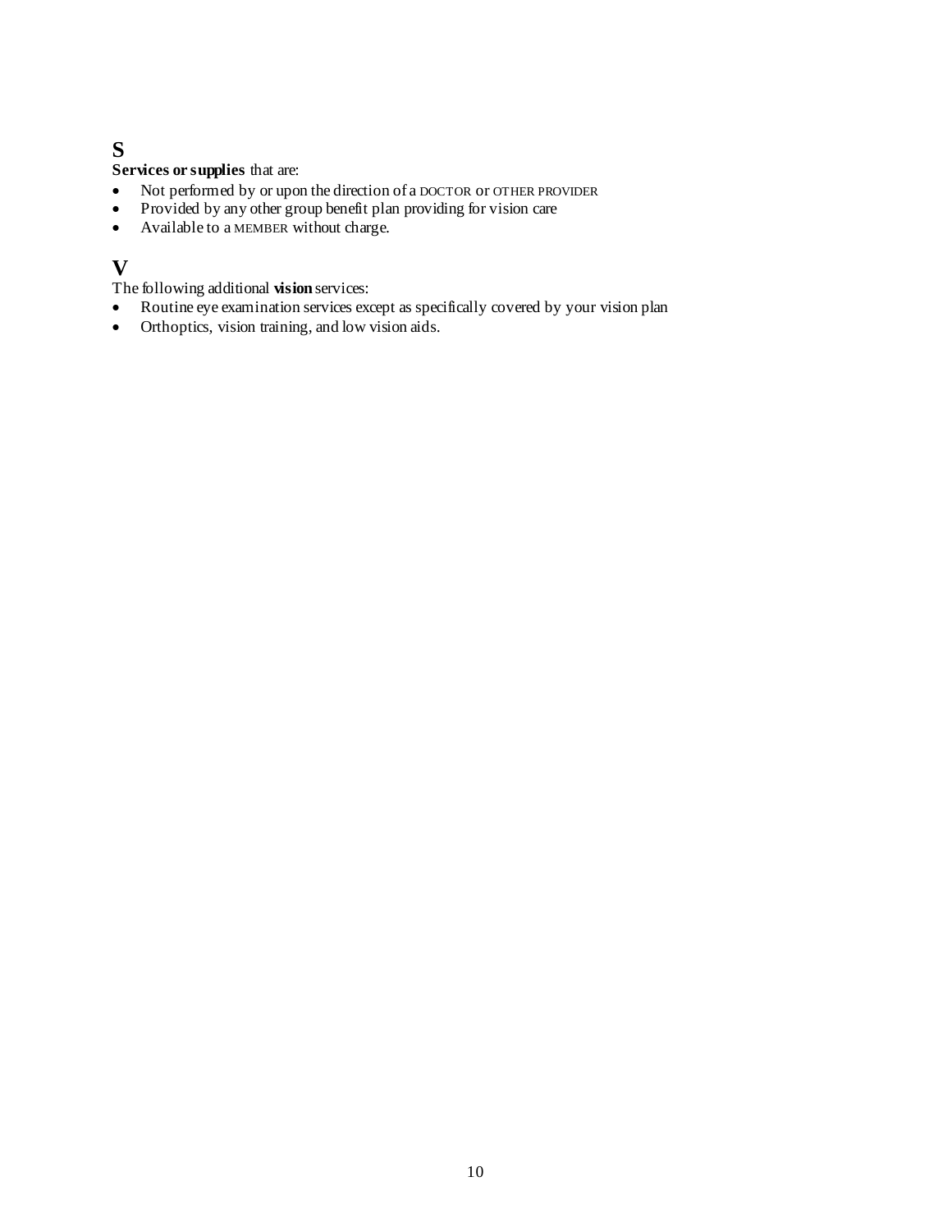## S

**Services or supplies** that are:

- Not performed by or upon the direction of a DOCTOR or OTHER PROVIDER
- Provided by any other group benefit plan providing for vision care
- Available to a MEMBER without charge.

## V

The following additional **vision** services:

- Routine eye examination services except as specifically covered by your vision plan
- Orthoptics, vision training, and low vision aids.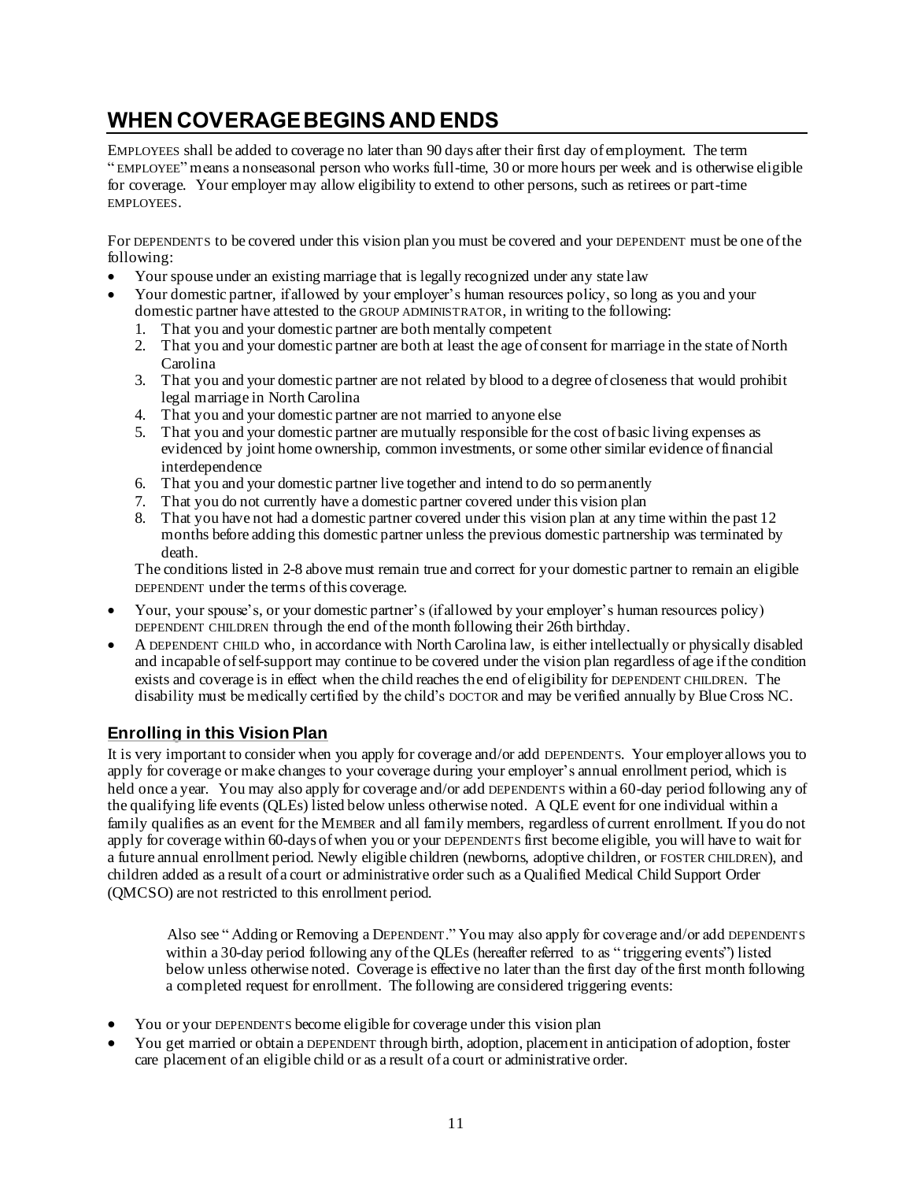# WHEN COVERAGE BEGINS AND ENDS

EMPLOYEES shall be added to coverage no later than 90 days after their first day of employment. The term "EMPLOYEE" means a nonseasonal person who works full-time, 30 or more hours per week and is otherwise eligible for coverage. Your employer may allow eligibility to extend to other persons, such as retirees or part-time EMPLOYEES.

For DEPENDENTS to be covered under this vision plan you must be covered and your DEPENDENT must be one of the following:

- Your spouse under an existing marriage that is legally recognized under any state law
- Your domestic partner, if allowed by your employer's human resources policy, so long as you and your domestic partner have attested to the GROUP ADMINISTRATOR, in writing to the following:
  1. That you and your domestic partner are both mentally competent
  2. That you and your domestic partner are both at least the age of consent for marriage in the state of North Carolina
  3. That you and your domestic partner are not related by blood to a degree of closeness that would prohibit legal marriage in North Carolina
  4. That you and your domestic partner are not married to anyone else
  5. That you and your domestic partner are mutually responsible for the cost of basic living expenses as evidenced by joint home ownership, common investments, or some other similar evidence of financial interdependence
  6. That you and your domestic partner live together and intend to do so permanently
  7. That you do not currently have a domestic partner covered under this vision plan
  8. That you have not had a domestic partner covered under this vision plan at any time within the past 12 months before adding this domestic partner unless the previous domestic partnership was terminated by death.

  The conditions listed in 2-8 above must remain true and correct for your domestic partner to remain an eligible DEPENDENT under the terms of this coverage.
- Your, your spouse's, or your domestic partner's (if allowed by your employer's human resources policy) DEPENDENT CHILDREN through the end of the month following their 26th birthday.
- A DEPENDENT CHILD who, in accordance with North Carolina law, is either intellectually or physically disabled and incapable of self-support may continue to be covered under the vision plan regardless of age if the condition exists and coverage is in effect when the child reaches the end of eligibility for DEPENDENT CHILDREN. The disability must be medically certified by the child's DOCTOR and may be verified annually by Blue Cross NC.

## Enrolling in this Vision Plan

It is very important to consider when you apply for coverage and/or add DEPENDENTS. Your employer allows you to apply for coverage or make changes to your coverage during your employer's annual enrollment period, which is held once a year. You may also apply for coverage and/or add DEPENDENTS within a 60-day period following any of the qualifying life events (QLEs) listed below unless otherwise noted. A QLE event for one individual within a family qualifies as an event for the MEMBER and all family members, regardless of current enrollment. If you do not apply for coverage within 60-days of when you or your DEPENDENTS first become eligible, you will have to wait for a future annual enrollment period. Newly eligible children (newborns, adoptive children, or FOSTER CHILDREN), and children added as a result of a court or administrative order such as a Qualified Medical Child Support Order (QMCSO) are not restricted to this enrollment period.

> Also see "Adding or Removing a DEPENDENT." You may also apply for coverage and/or add DEPENDENTS within a 30-day period following any of the QLEs (hereafter referred to as "triggering events") listed below unless otherwise noted. Coverage is effective no later than the first day of the first month following a completed request for enrollment. The following are considered triggering events:

- You or your DEPENDENTS become eligible for coverage under this vision plan
- You get married or obtain a DEPENDENT through birth, adoption, placement in anticipation of adoption, foster care placement of an eligible child or as a result of a court or administrative order.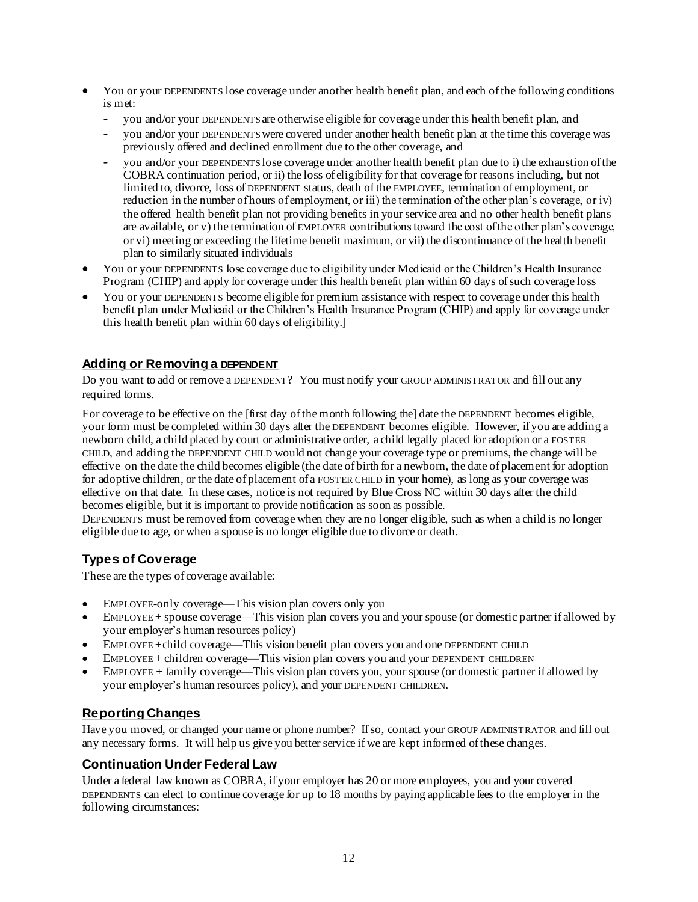- You or your DEPENDENTS lose coverage under another health benefit plan, and each of the following conditions is met:
  - you and/or your DEPENDENTS are otherwise eligible for coverage under this health benefit plan, and
  - you and/or your DEPENDENTS were covered under another health benefit plan at the time this coverage was previously offered and declined enrollment due to the other coverage, and
  - you and/or your DEPENDENTS lose coverage under another health benefit plan due to i) the exhaustion of the COBRA continuation period, or ii) the loss of eligibility for that coverage for reasons including, but not limited to, divorce, loss of DEPENDENT status, death of the EMPLOYEE, termination of employment, or reduction in the number of hours of employment, or iii) the termination of the other plan's coverage, or iv) the offered health benefit plan not providing benefits in your service area and no other health benefit plans are available, or v) the termination of EMPLOYER contributions toward the cost of the other plan's coverage, or vi) meeting or exceeding the lifetime benefit maximum, or vii) the discontinuance of the health benefit plan to similarly situated individuals
- You or your DEPENDENTS lose coverage due to eligibility under Medicaid or the Children's Health Insurance Program (CHIP) and apply for coverage under this health benefit plan within 60 days of such coverage loss
- You or your DEPENDENTS become eligible for premium assistance with respect to coverage under this health benefit plan under Medicaid or the Children's Health Insurance Program (CHIP) and apply for coverage under this health benefit plan within 60 days of eligibility.]

## Adding or Removing a DEPENDENT

Do you want to add or remove a DEPENDENT? You must notify your GROUP ADMINISTRATOR and fill out any required forms.

For coverage to be effective on the [first day of the month following the] date the DEPENDENT becomes eligible, your form must be completed within 30 days after the DEPENDENT becomes eligible. However, if you are adding a newborn child, a child placed by court or administrative order, a child legally placed for adoption or a FOSTER CHILD, and adding the DEPENDENT CHILD would not change your coverage type or premiums, the change will be effective on the date the child becomes eligible (the date of birth for a newborn, the date of placement for adoption for adoptive children, or the date of placement of a FOSTER CHILD in your home), as long as your coverage was effective on that date. In these cases, notice is not required by Blue Cross NC within 30 days after the child becomes eligible, but it is important to provide notification as soon as possible.

DEPENDENTS must be removed from coverage when they are no longer eligible, such as when a child is no longer eligible due to age, or when a spouse is no longer eligible due to divorce or death.

## Types of Coverage

These are the types of coverage available:

- EMPLOYEE-only coverage—This vision plan covers only you
- EMPLOYEE + spouse coverage—This vision plan covers you and your spouse (or domestic partner if allowed by your employer's human resources policy)
- EMPLOYEE + child coverage—This vision benefit plan covers you and one DEPENDENT CHILD
- EMPLOYEE + children coverage—This vision plan covers you and your DEPENDENT CHILDREN
- EMPLOYEE + family coverage—This vision plan covers you, your spouse (or domestic partner if allowed by your employer's human resources policy), and your DEPENDENT CHILDREN.

## Reporting Changes

Have you moved, or changed your name or phone number? If so, contact your GROUP ADMINISTRATOR and fill out any necessary forms. It will help us give you better service if we are kept informed of these changes.

### Continuation Under Federal Law

Under a federal law known as COBRA, if your employer has 20 or more employees, you and your covered DEPENDENTS can elect to continue coverage for up to 18 months by paying applicable fees to the employer in the following circumstances: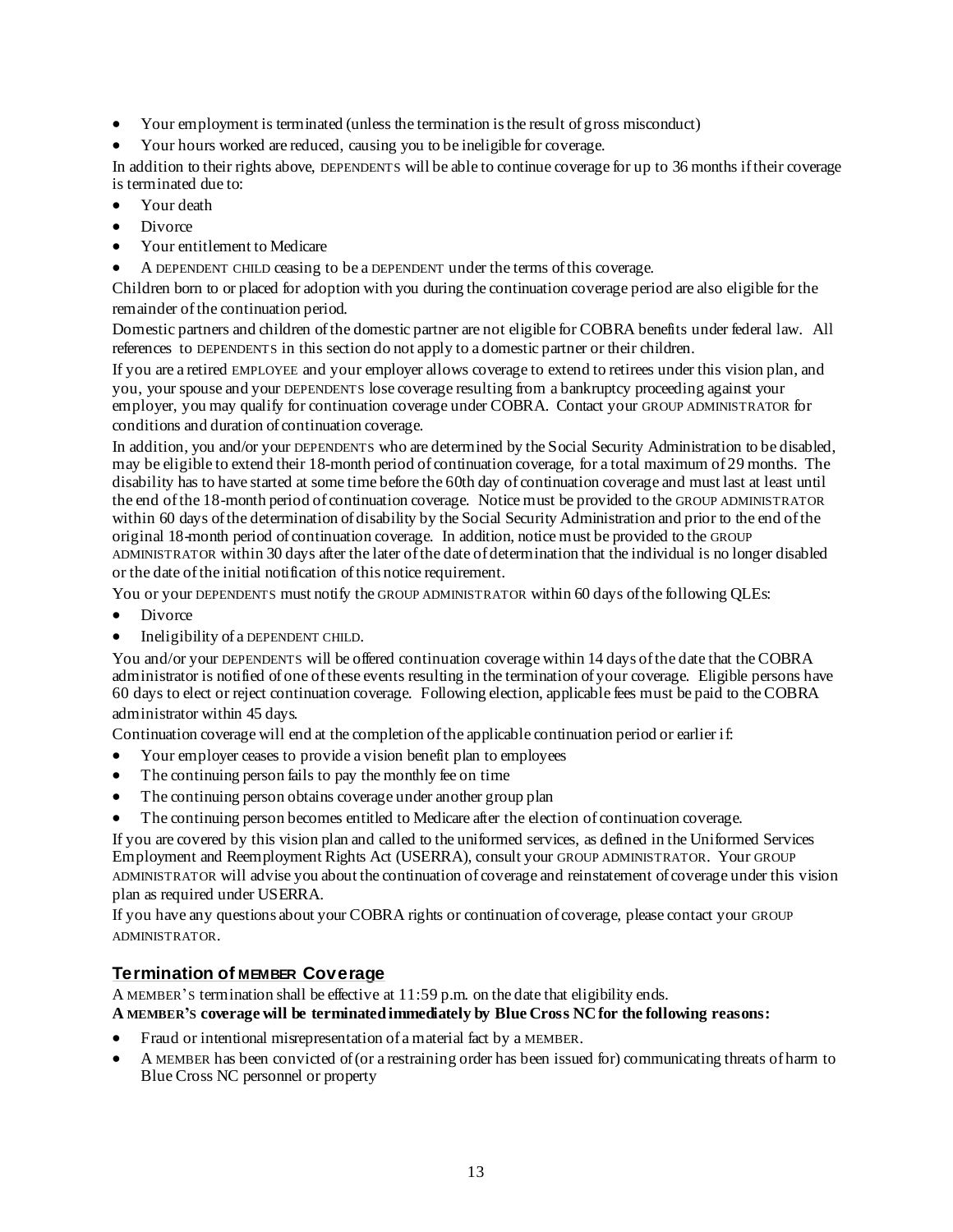- Your employment is terminated (unless the termination is the result of gross misconduct)
- Your hours worked are reduced, causing you to be ineligible for coverage.

In addition to their rights above, DEPENDENTS will be able to continue coverage for up to 36 months if their coverage is terminated due to:

- Your death
- Divorce
- Your entitlement to Medicare
- A DEPENDENT CHILD ceasing to be a DEPENDENT under the terms of this coverage.

Children born to or placed for adoption with you during the continuation coverage period are also eligible for the remainder of the continuation period.

Domestic partners and children of the domestic partner are not eligible for COBRA benefits under federal law. All references to DEPENDENTS in this section do not apply to a domestic partner or their children.

If you are a retired EMPLOYEE and your employer allows coverage to extend to retirees under this vision plan, and you, your spouse and your DEPENDENTS lose coverage resulting from a bankruptcy proceeding against your employer, you may qualify for continuation coverage under COBRA. Contact your GROUP ADMINISTRATOR for conditions and duration of continuation coverage.

In addition, you and/or your DEPENDENTS who are determined by the Social Security Administration to be disabled, may be eligible to extend their 18-month period of continuation coverage, for a total maximum of 29 months. The disability has to have started at some time before the 60th day of continuation coverage and must last at least until the end of the 18-month period of continuation coverage. Notice must be provided to the GROUP ADMINISTRATOR within 60 days of the determination of disability by the Social Security Administration and prior to the end of the original 18-month period of continuation coverage. In addition, notice must be provided to the GROUP ADMINISTRATOR within 30 days after the later of the date of determination that the individual is no longer disabled or the date of the initial notification of this notice requirement.

You or your DEPENDENTS must notify the GROUP ADMINISTRATOR within 60 days of the following QLEs:

- Divorce
- Ineligibility of a DEPENDENT CHILD.

You and/or your DEPENDENTS will be offered continuation coverage within 14 days of the date that the COBRA administrator is notified of one of these events resulting in the termination of your coverage. Eligible persons have 60 days to elect or reject continuation coverage. Following election, applicable fees must be paid to the COBRA administrator within 45 days.

Continuation coverage will end at the completion of the applicable continuation period or earlier if:

- Your employer ceases to provide a vision benefit plan to employees
- The continuing person fails to pay the monthly fee on time
- The continuing person obtains coverage under another group plan
- The continuing person becomes entitled to Medicare after the election of continuation coverage.

If you are covered by this vision plan and called to the uniformed services, as defined in the Uniformed Services Employment and Reemployment Rights Act (USERRA), consult your GROUP ADMINISTRATOR. Your GROUP ADMINISTRATOR will advise you about the continuation of coverage and reinstatement of coverage under this vision plan as required under USERRA.

If you have any questions about your COBRA rights or continuation of coverage, please contact your GROUP ADMINISTRATOR.

## Termination of MEMBER Coverage

A MEMBER'S termination shall be effective at 11:59 p.m. on the date that eligibility ends.

**A MEMBER'S coverage will be terminated immediately by Blue Cross NC for the following reasons:**

- Fraud or intentional misrepresentation of a material fact by a MEMBER.
- A MEMBER has been convicted of (or a restraining order has been issued for) communicating threats of harm to Blue Cross NC personnel or property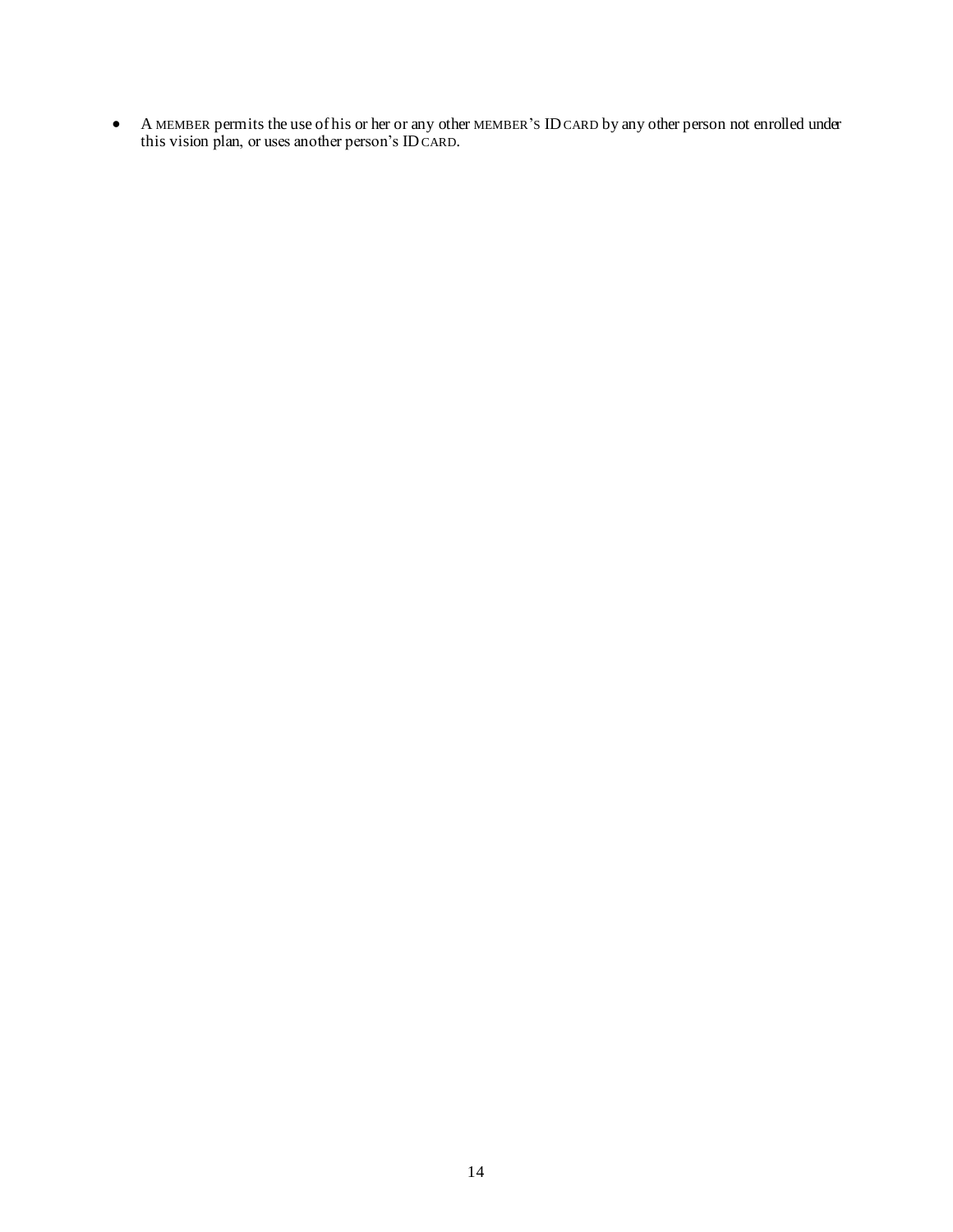- A MEMBER permits the use of his or her or any other MEMBER'S ID CARD by any other person not enrolled under this vision plan, or uses another person's ID CARD.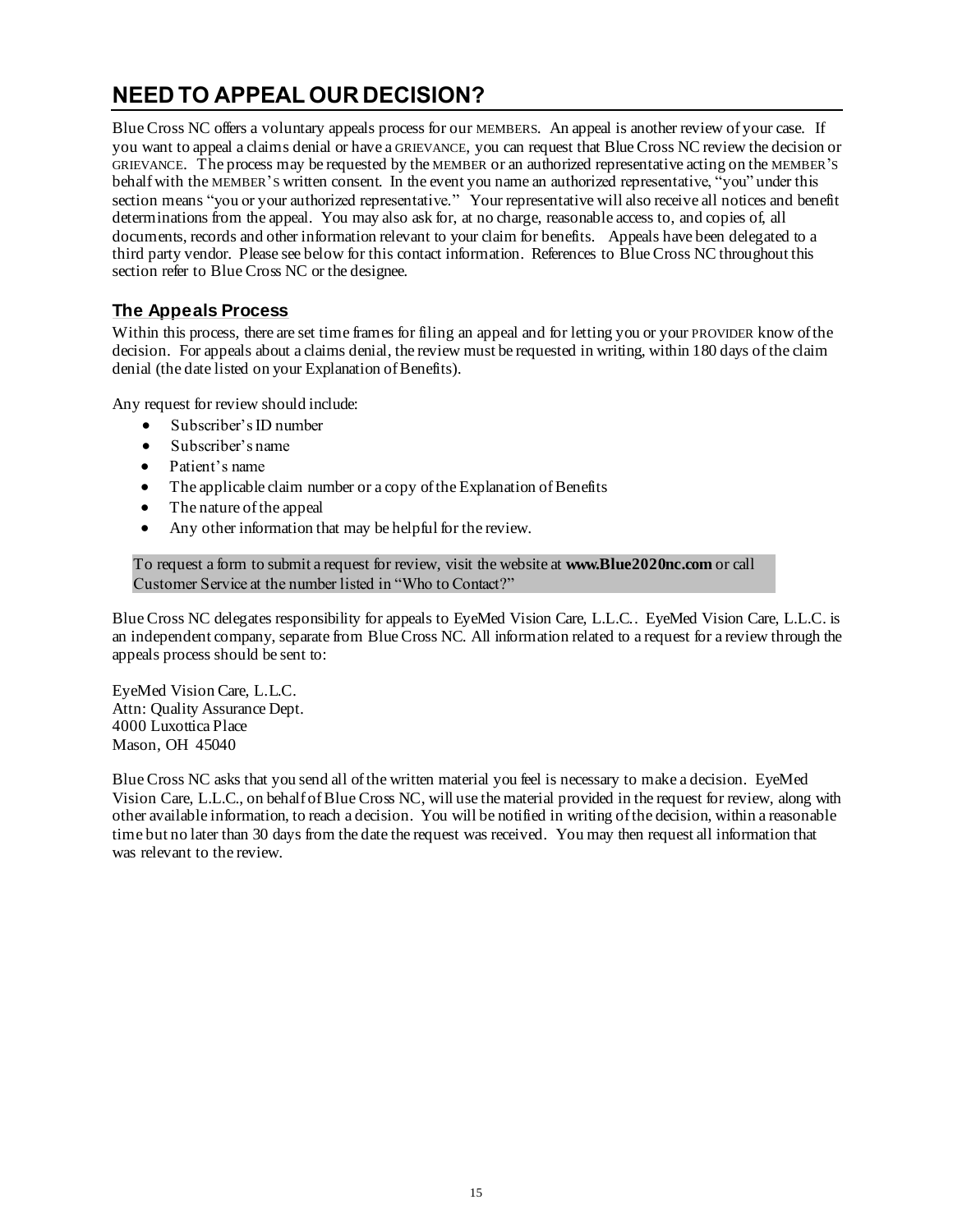# NEED TO APPEAL OUR DECISION?

Blue Cross NC offers a voluntary appeals process for our MEMBERS. An appeal is another review of your case. If you want to appeal a claims denial or have a GRIEVANCE, you can request that Blue Cross NC review the decision or GRIEVANCE. The process may be requested by the MEMBER or an authorized representative acting on the MEMBER'S behalf with the MEMBER'S written consent. In the event you name an authorized representative, "you" under this section means "you or your authorized representative." Your representative will also receive all notices and benefit determinations from the appeal. You may also ask for, at no charge, reasonable access to, and copies of, all documents, records and other information relevant to your claim for benefits. Appeals have been delegated to a third party vendor. Please see below for this contact information. References to Blue Cross NC throughout this section refer to Blue Cross NC or the designee.

## The Appeals Process

Within this process, there are set time frames for filing an appeal and for letting you or your PROVIDER know of the decision. For appeals about a claims denial, the review must be requested in writing, within 180 days of the claim denial (the date listed on your Explanation of Benefits).

Any request for review should include:

- Subscriber's ID number
- Subscriber's name
- Patient's name
- The applicable claim number or a copy of the Explanation of Benefits
- The nature of the appeal
- Any other information that may be helpful for the review.

To request a form to submit a request for review, visit the website at **www.Blue2020nc.com** or call Customer Service at the number listed in "Who to Contact?"

Blue Cross NC delegates responsibility for appeals to EyeMed Vision Care, L.L.C.. EyeMed Vision Care, L.L.C. is an independent company, separate from Blue Cross NC. All information related to a request for a review through the appeals process should be sent to:

EyeMed Vision Care, L.L.C.
Attn: Quality Assurance Dept.
4000 Luxottica Place
Mason, OH 45040

Blue Cross NC asks that you send all of the written material you feel is necessary to make a decision. EyeMed Vision Care, L.L.C., on behalf of Blue Cross NC, will use the material provided in the request for review, along with other available information, to reach a decision. You will be notified in writing of the decision, within a reasonable time but no later than 30 days from the date the request was received. You may then request all information that was relevant to the review.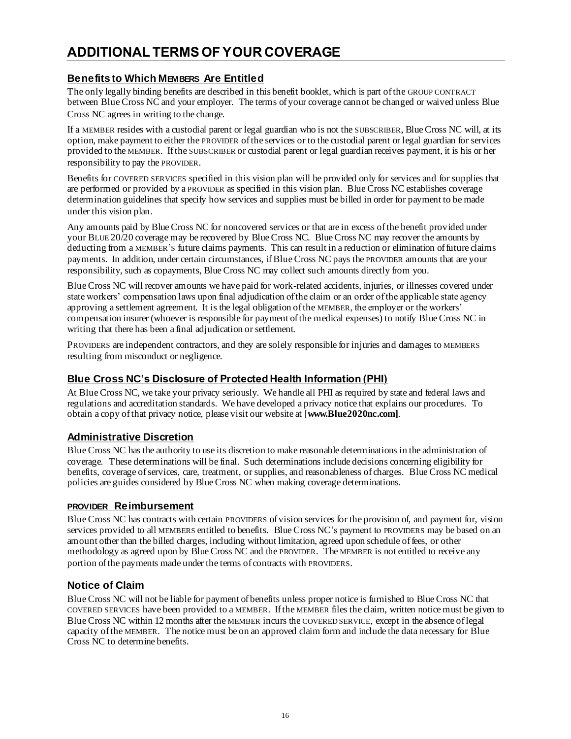# ADDITIONAL TERMS OF YOUR COVERAGE

## Benefits to Which MEMBERS Are Entitled

The only legally binding benefits are described in this benefit booklet, which is part of the GROUP CONTRACT between Blue Cross NC and your employer. The terms of your coverage cannot be changed or waived unless Blue Cross NC agrees in writing to the change.

If a MEMBER resides with a custodial parent or legal guardian who is not the SUBSCRIBER, Blue Cross NC will, at its option, make payment to either the PROVIDER of the services or to the custodial parent or legal guardian for services provided to the MEMBER. If the SUBSCRIBER or custodial parent or legal guardian receives payment, it is his or her responsibility to pay the PROVIDER.

Benefits for COVERED SERVICES specified in this vision plan will be provided only for services and for supplies that are performed or provided by a PROVIDER as specified in this vision plan. Blue Cross NC establishes coverage determination guidelines that specify how services and supplies must be billed in order for payment to be made under this vision plan.

Any amounts paid by Blue Cross NC for noncovered services or that are in excess of the benefit provided under your BLUE 20/20 coverage may be recovered by Blue Cross NC. Blue Cross NC may recover the amounts by deducting from a MEMBER'S future claims payments. This can result in a reduction or elimination of future claims payments. In addition, under certain circumstances, if Blue Cross NC pays the PROVIDER amounts that are your responsibility, such as copayments, Blue Cross NC may collect such amounts directly from you.

Blue Cross NC will recover amounts we have paid for work-related accidents, injuries, or illnesses covered under state workers' compensation laws upon final adjudication of the claim or an order of the applicable state agency approving a settlement agreement. It is the legal obligation of the MEMBER, the employer or the workers' compensation insurer (whoever is responsible for payment of the medical expenses) to notify Blue Cross NC in writing that there has been a final adjudication or settlement.

PROVIDERS are independent contractors, and they are solely responsible for injuries and damages to MEMBERS resulting from misconduct or negligence.

## Blue Cross NC's Disclosure of Protected Health Information (PHI)

At Blue Cross NC, we take your privacy seriously. We handle all PHI as required by state and federal laws and regulations and accreditation standards. We have developed a privacy notice that explains our procedures. To obtain a copy of that privacy notice, please visit our website at [**www.Blue2020nc.com]**.

## Administrative Discretion

Blue Cross NC has the authority to use its discretion to make reasonable determinations in the administration of coverage. These determinations will be final. Such determinations include decisions concerning eligibility for benefits, coverage of services, care, treatment, or supplies, and reasonableness of charges. Blue Cross NC medical policies are guides considered by Blue Cross NC when making coverage determinations.

## PROVIDER Reimbursement

Blue Cross NC has contracts with certain PROVIDERS of vision services for the provision of, and payment for, vision services provided to all MEMBERS entitled to benefits. Blue Cross NC's payment to PROVIDERS may be based on an amount other than the billed charges, including without limitation, agreed upon schedule of fees, or other methodology as agreed upon by Blue Cross NC and the PROVIDER. The MEMBER is not entitled to receive any portion of the payments made under the terms of contracts with PROVIDERS.

## Notice of Claim

Blue Cross NC will not be liable for payment of benefits unless proper notice is furnished to Blue Cross NC that COVERED SERVICES have been provided to a MEMBER. If the MEMBER files the claim, written notice must be given to Blue Cross NC within 12 months after the MEMBER incurs the COVERED SERVICE, except in the absence of legal capacity of the MEMBER. The notice must be on an approved claim form and include the data necessary for Blue Cross NC to determine benefits.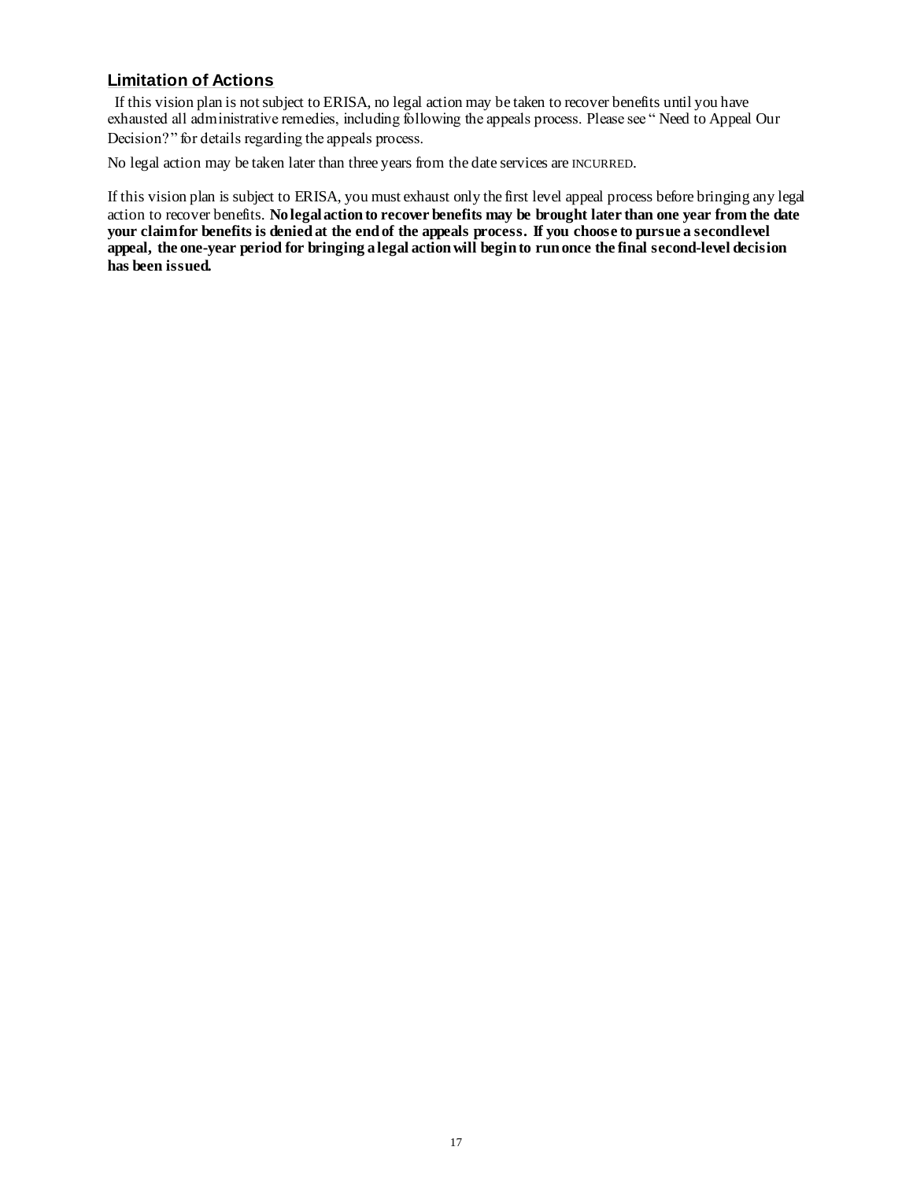## Limitation of Actions

If this vision plan is not subject to ERISA, no legal action may be taken to recover benefits until you have exhausted all administrative remedies, including following the appeals process. Please see "Need to Appeal Our Decision?" for details regarding the appeals process.

No legal action may be taken later than three years from the date services are INCURRED.

If this vision plan is subject to ERISA, you must exhaust only the first level appeal process before bringing any legal action to recover benefits. **No legal action to recover benefits may be brought later than one year from the date your claim for benefits is denied at the end of the appeals process. If you choose to pursue a second level appeal, the one-year period for bringing a legal action will begin to run once the final second-level decision has been issued.**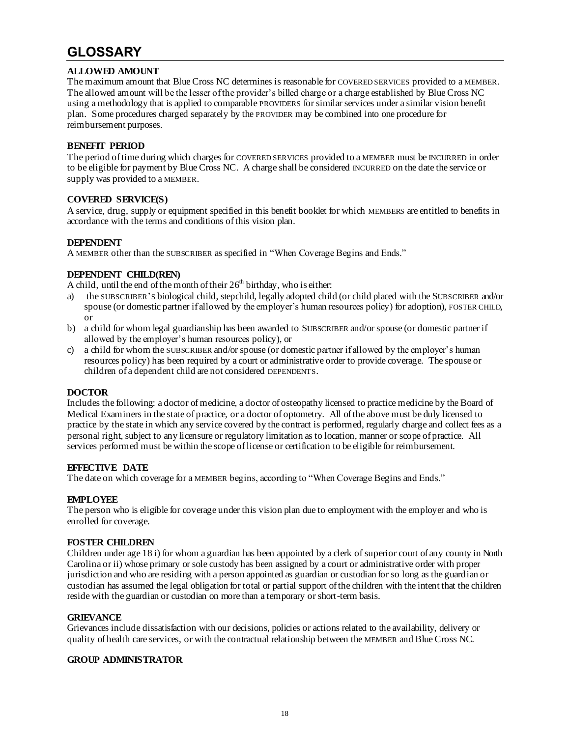# GLOSSARY

**ALLOWED AMOUNT**

The maximum amount that Blue Cross NC determines is reasonable for COVERED SERVICES provided to a MEMBER. The allowed amount will be the lesser of the provider's billed charge or a charge established by Blue Cross NC using a methodology that is applied to comparable PROVIDERS for similar services under a similar vision benefit plan. Some procedures charged separately by the PROVIDER may be combined into one procedure for reimbursement purposes.

**BENEFIT PERIOD**

The period of time during which charges for COVERED SERVICES provided to a MEMBER must be INCURRED in order to be eligible for payment by Blue Cross NC. A charge shall be considered INCURRED on the date the service or supply was provided to a MEMBER.

**COVERED SERVICE(S)**

A service, drug, supply or equipment specified in this benefit booklet for which MEMBERS are entitled to benefits in accordance with the terms and conditions of this vision plan.

**DEPENDENT**

A MEMBER other than the SUBSCRIBER as specified in "When Coverage Begins and Ends."

**DEPENDENT CHILD(REN)**

A child, until the end of the month of their 26th birthday, who is either:

a) the SUBSCRIBER'S biological child, stepchild, legally adopted child (or child placed with the SUBSCRIBER and/or spouse (or domestic partner if allowed by the employer's human resources policy) for adoption), FOSTER CHILD, or
b) a child for whom legal guardianship has been awarded to SUBSCRIBER and/or spouse (or domestic partner if allowed by the employer's human resources policy), or
c) a child for whom the SUBSCRIBER and/or spouse (or domestic partner if allowed by the employer's human resources policy) has been required by a court or administrative order to provide coverage. The spouse or children of a dependent child are not considered DEPENDENTS.

**DOCTOR**

Includes the following: a doctor of medicine, a doctor of osteopathy licensed to practice medicine by the Board of Medical Examiners in the state of practice, or a doctor of optometry. All of the above must be duly licensed to practice by the state in which any service covered by the contract is performed, regularly charge and collect fees as a personal right, subject to any licensure or regulatory limitation as to location, manner or scope of practice. All services performed must be within the scope of license or certification to be eligible for reimbursement.

**EFFECTIVE DATE**

The date on which coverage for a MEMBER begins, according to "When Coverage Begins and Ends."

**EMPLOYEE**

The person who is eligible for coverage under this vision plan due to employment with the employer and who is enrolled for coverage.

**FOSTER CHILDREN**

Children under age 18 i) for whom a guardian has been appointed by a clerk of superior court of any county in North Carolina or ii) whose primary or sole custody has been assigned by a court or administrative order with proper jurisdiction and who are residing with a person appointed as guardian or custodian for so long as the guardian or custodian has assumed the legal obligation for total or partial support of the children with the intent that the children reside with the guardian or custodian on more than a temporary or short-term basis.

**GRIEVANCE**

Grievances include dissatisfaction with our decisions, policies or actions related to the availability, delivery or quality of health care services, or with the contractual relationship between the MEMBER and Blue Cross NC.

**GROUP ADMINISTRATOR**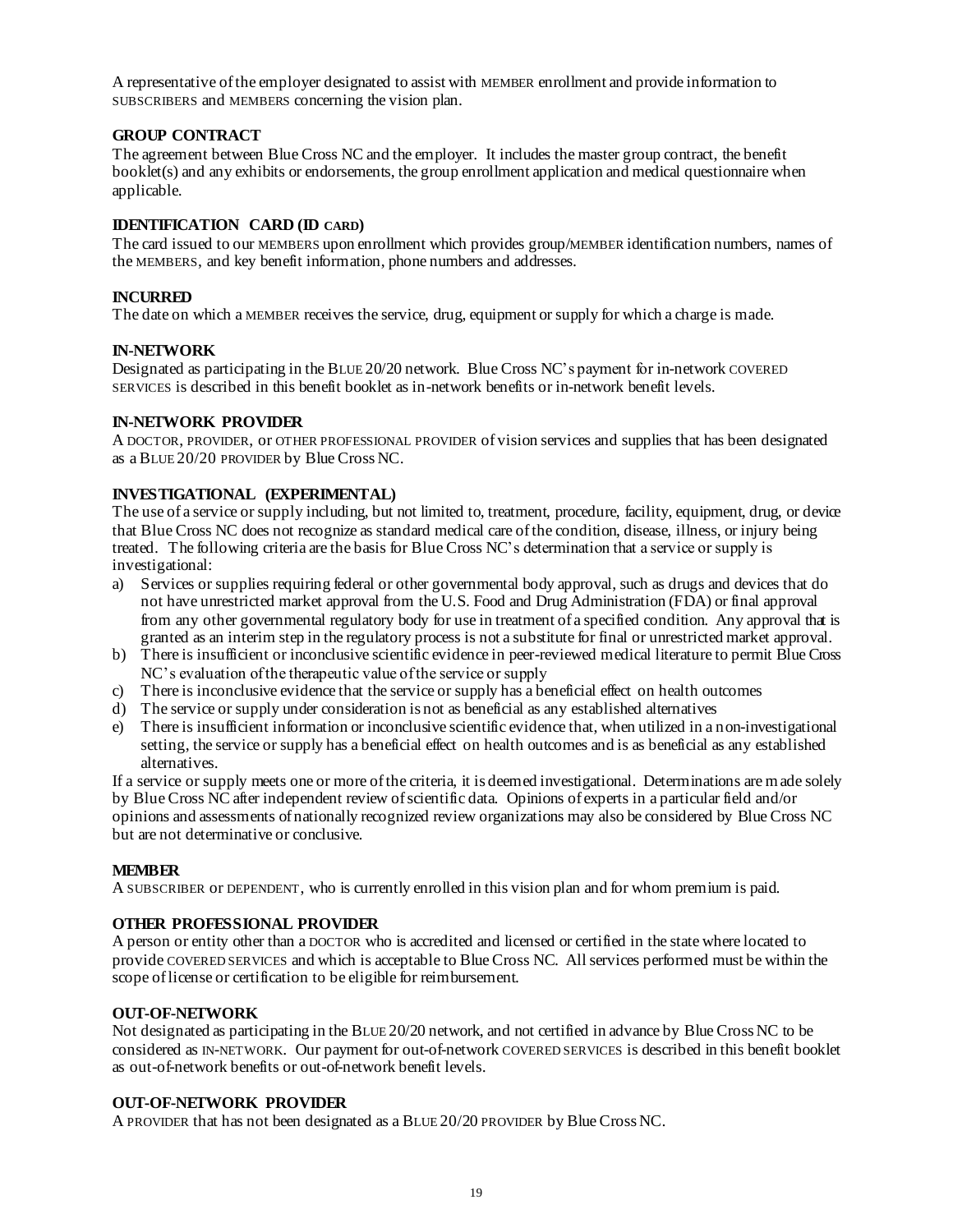A representative of the employer designated to assist with MEMBER enrollment and provide information to SUBSCRIBERS and MEMBERS concerning the vision plan.

**GROUP CONTRACT**
The agreement between Blue Cross NC and the employer. It includes the master group contract, the benefit booklet(s) and any exhibits or endorsements, the group enrollment application and medical questionnaire when applicable.

**IDENTIFICATION CARD (ID CARD)**
The card issued to our MEMBERS upon enrollment which provides group/MEMBER identification numbers, names of the MEMBERS, and key benefit information, phone numbers and addresses.

**INCURRED**
The date on which a MEMBER receives the service, drug, equipment or supply for which a charge is made.

**IN-NETWORK**
Designated as participating in the BLUE 20/20 network. Blue Cross NC's payment for in-network COVERED SERVICES is described in this benefit booklet as in-network benefits or in-network benefit levels.

**IN-NETWORK PROVIDER**
A DOCTOR, PROVIDER, or OTHER PROFESSIONAL PROVIDER of vision services and supplies that has been designated as a BLUE 20/20 PROVIDER by Blue Cross NC.

**INVESTIGATIONAL (EXPERIMENTAL)**
The use of a service or supply including, but not limited to, treatment, procedure, facility, equipment, drug, or device that Blue Cross NC does not recognize as standard medical care of the condition, disease, illness, or injury being treated. The following criteria are the basis for Blue Cross NC's determination that a service or supply is investigational:

a) Services or supplies requiring federal or other governmental body approval, such as drugs and devices that do not have unrestricted market approval from the U.S. Food and Drug Administration (FDA) or final approval from any other governmental regulatory body for use in treatment of a specified condition. Any approval that is granted as an interim step in the regulatory process is not a substitute for final or unrestricted market approval.
b) There is insufficient or inconclusive scientific evidence in peer-reviewed medical literature to permit Blue Cross NC's evaluation of the therapeutic value of the service or supply
c) There is inconclusive evidence that the service or supply has a beneficial effect on health outcomes
d) The service or supply under consideration is not as beneficial as any established alternatives
e) There is insufficient information or inconclusive scientific evidence that, when utilized in a non-investigational setting, the service or supply has a beneficial effect on health outcomes and is as beneficial as any established alternatives.

If a service or supply meets one or more of the criteria, it is deemed investigational. Determinations are made solely by Blue Cross NC after independent review of scientific data. Opinions of experts in a particular field and/or opinions and assessments of nationally recognized review organizations may also be considered by Blue Cross NC but are not determinative or conclusive.

**MEMBER**
A SUBSCRIBER or DEPENDENT, who is currently enrolled in this vision plan and for whom premium is paid.

**OTHER PROFESSIONAL PROVIDER**
A person or entity other than a DOCTOR who is accredited and licensed or certified in the state where located to provide COVERED SERVICES and which is acceptable to Blue Cross NC. All services performed must be within the scope of license or certification to be eligible for reimbursement.

**OUT-OF-NETWORK**
Not designated as participating in the BLUE 20/20 network, and not certified in advance by Blue Cross NC to be considered as IN-NETWORK. Our payment for out-of-network COVERED SERVICES is described in this benefit booklet as out-of-network benefits or out-of-network benefit levels.

**OUT-OF-NETWORK PROVIDER**
A PROVIDER that has not been designated as a BLUE 20/20 PROVIDER by Blue Cross NC.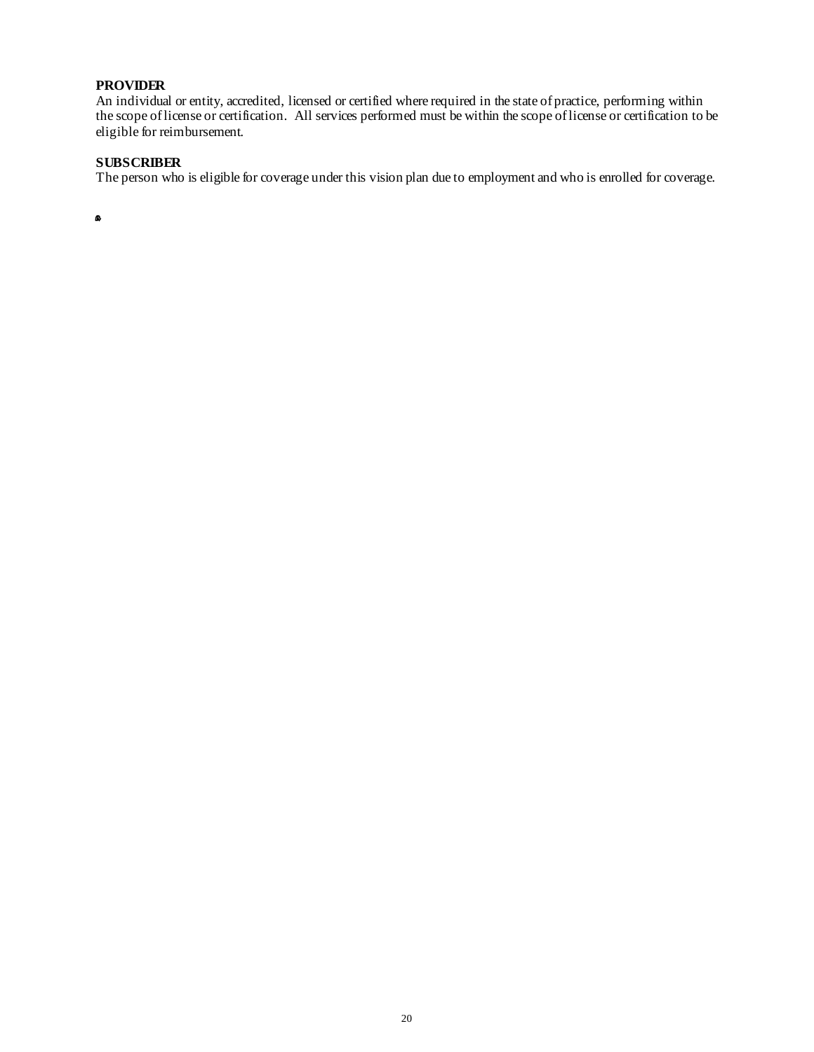**PROVIDER**
An individual or entity, accredited, licensed or certified where required in the state of practice, performing within the scope of license or certification. All services performed must be within the scope of license or certification to be eligible for reimbursement.

**SUBSCRIBER**
The person who is eligible for coverage under this vision plan due to employment and who is enrolled for coverage.